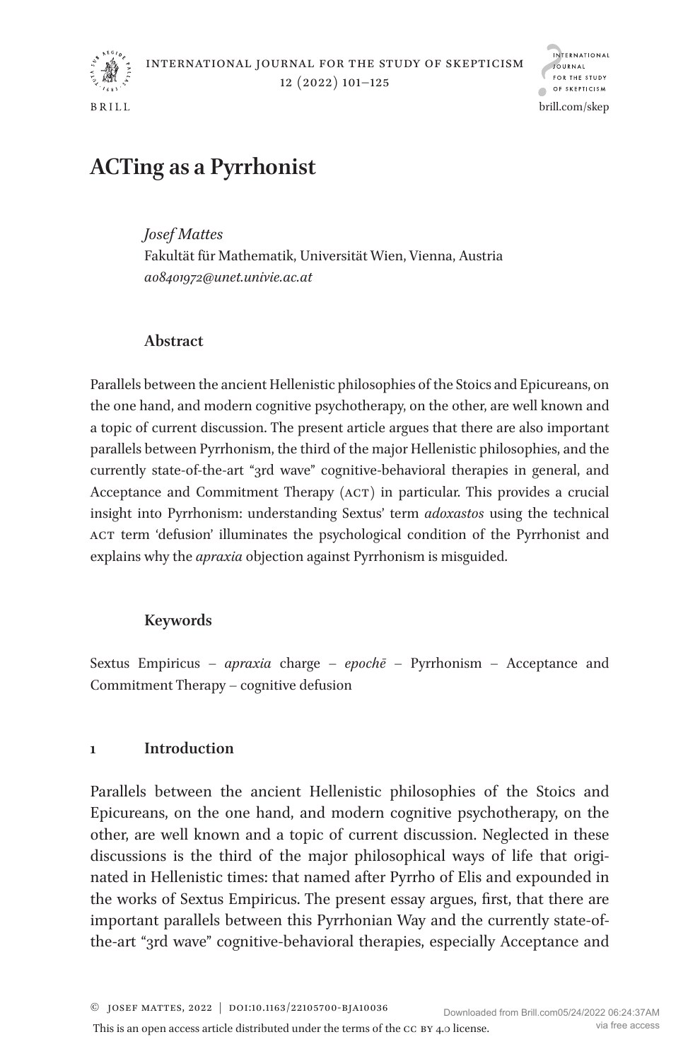# ACTing as a Pyrrhonist

*Josef Mattes*
Fakultät für Mathematik, Universität Wien, Vienna, Austria
*a08401972@unet.univie.ac.at*

## Abstract

Parallels between the ancient Hellenistic philosophies of the Stoics and Epicureans, on the one hand, and modern cognitive psychotherapy, on the other, are well known and a topic of current discussion. The present article argues that there are also important parallels between Pyrrhonism, the third of the major Hellenistic philosophies, and the currently state-of-the-art "3rd wave" cognitive-behavioral therapies in general, and Acceptance and Commitment Therapy (ACT) in particular. This provides a crucial insight into Pyrrhonism: understanding Sextus' term *adoxastos* using the technical ACT term 'defusion' illuminates the psychological condition of the Pyrrhonist and explains why the *apraxia* objection against Pyrrhonism is misguided.

## Keywords

Sextus Empiricus – *apraxia* charge – *epochē* – Pyrrhonism – Acceptance and Commitment Therapy – cognitive defusion

## 1 Introduction

Parallels between the ancient Hellenistic philosophies of the Stoics and Epicureans, on the one hand, and modern cognitive psychotherapy, on the other, are well known and a topic of current discussion. Neglected in these discussions is the third of the major philosophical ways of life that originated in Hellenistic times: that named after Pyrrho of Elis and expounded in the works of Sextus Empiricus. The present essay argues, first, that there are important parallels between this Pyrrhonian Way and the currently state-of-the-art "3rd wave" cognitive-behavioral therapies, especially Acceptance and

© Josef Mattes, 2022 | DOI:10.1163/22105700-bja10036

This is an open access article distributed under the terms of the CC BY 4.0 license.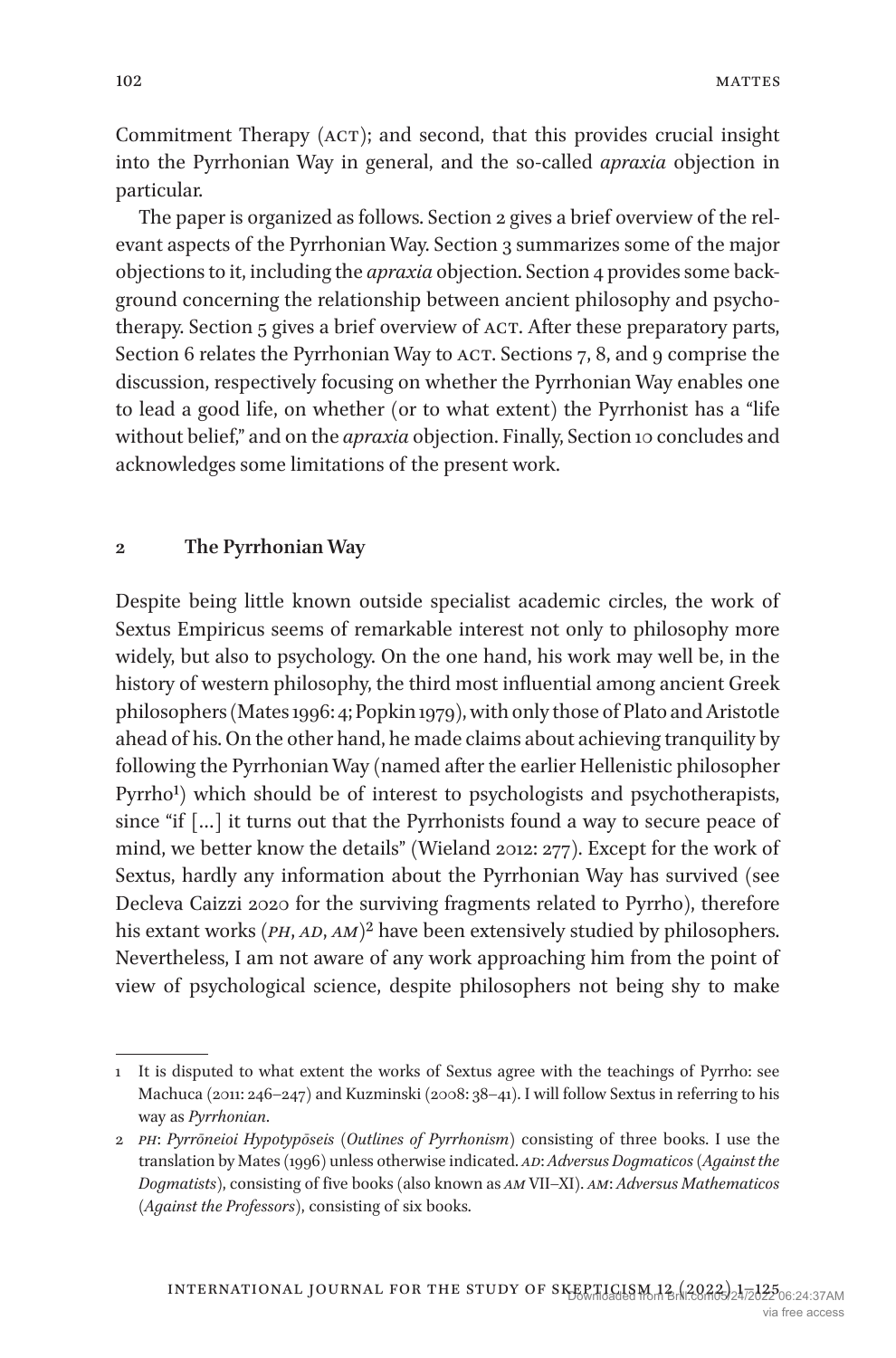Commitment Therapy (ACT); and second, that this provides crucial insight into the Pyrrhonian Way in general, and the so-called *apraxia* objection in particular.

The paper is organized as follows. Section 2 gives a brief overview of the relevant aspects of the Pyrrhonian Way. Section 3 summarizes some of the major objections to it, including the *apraxia* objection. Section 4 provides some background concerning the relationship between ancient philosophy and psychotherapy. Section 5 gives a brief overview of ACT. After these preparatory parts, Section 6 relates the Pyrrhonian Way to ACT. Sections 7, 8, and 9 comprise the discussion, respectively focusing on whether the Pyrrhonian Way enables one to lead a good life, on whether (or to what extent) the Pyrrhonist has a "life without belief," and on the *apraxia* objection. Finally, Section 10 concludes and acknowledges some limitations of the present work.

## 2 The Pyrrhonian Way

Despite being little known outside specialist academic circles, the work of Sextus Empiricus seems of remarkable interest not only to philosophy more widely, but also to psychology. On the one hand, his work may well be, in the history of western philosophy, the third most influential among ancient Greek philosophers (Mates 1996: 4; Popkin 1979), with only those of Plato and Aristotle ahead of his. On the other hand, he made claims about achieving tranquility by following the Pyrrhonian Way (named after the earlier Hellenistic philosopher Pyrrho[1]) which should be of interest to psychologists and psychotherapists, since "if […] it turns out that the Pyrrhonists found a way to secure peace of mind, we better know the details" (Wieland 2012: 277). Except for the work of Sextus, hardly any information about the Pyrrhonian Way has survived (see Decleva Caizzi 2020 for the surviving fragments related to Pyrrho), therefore his extant works (*PH*, *AD*, *AM*)[2] have been extensively studied by philosophers. Nevertheless, I am not aware of any work approaching him from the point of view of psychological science, despite philosophers not being shy to make

---

1 It is disputed to what extent the works of Sextus agree with the teachings of Pyrrho: see Machuca (2011: 246–247) and Kuzminski (2008: 38–41). I will follow Sextus in referring to his way as *Pyrrhonian*.

2 *PH*: *Pyrrōneioi Hypotypōseis* (*Outlines of Pyrrhonism*) consisting of three books. I use the translation by Mates (1996) unless otherwise indicated. *AD*: *Adversus Dogmaticos* (*Against the Dogmatists*), consisting of five books (also known as *AM* VII–XI). *AM*: *Adversus Mathematicos* (*Against the Professors*), consisting of six books.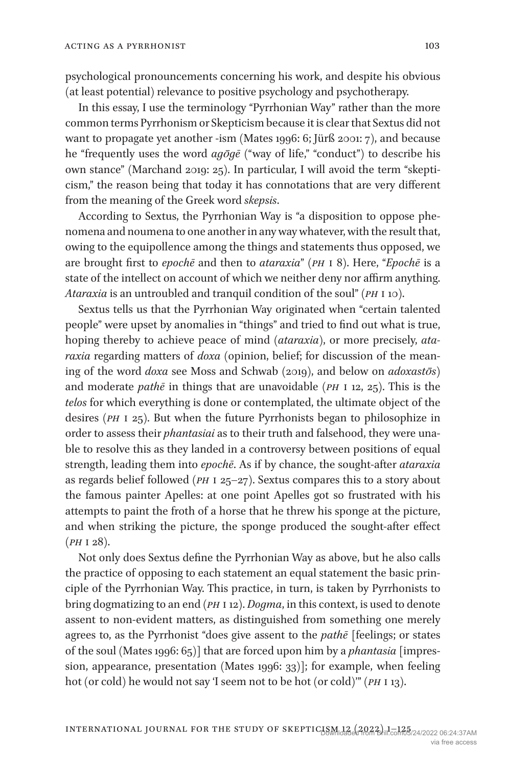psychological pronouncements concerning his work, and despite his obvious (at least potential) relevance to positive psychology and psychotherapy.

In this essay, I use the terminology "Pyrrhonian Way" rather than the more common terms Pyrrhonism or Skepticism because it is clear that Sextus did not want to propagate yet another -ism (Mates 1996: 6; Jürß 2001: 7), and because he "frequently uses the word *agōgē* ("way of life," "conduct") to describe his own stance" (Marchand 2019: 25). In particular, I will avoid the term "skepticism," the reason being that today it has connotations that are very different from the meaning of the Greek word *skepsis*.

According to Sextus, the Pyrrhonian Way is "a disposition to oppose phenomena and noumena to one another in any way whatever, with the result that, owing to the equipollence among the things and statements thus opposed, we are brought first to *epochē* and then to *ataraxia*" (*PH* I 8). Here, "*Epochē* is a state of the intellect on account of which we neither deny nor affirm anything. *Ataraxia* is an untroubled and tranquil condition of the soul" (*PH* I 10).

Sextus tells us that the Pyrrhonian Way originated when "certain talented people" were upset by anomalies in "things" and tried to find out what is true, hoping thereby to achieve peace of mind (*ataraxia*), or more precisely, *ataraxia* regarding matters of *doxa* (opinion, belief; for discussion of the meaning of the word *doxa* see Moss and Schwab (2019), and below on *adoxastōs*) and moderate *pathē* in things that are unavoidable (*PH* I 12, 25). This is the *telos* for which everything is done or contemplated, the ultimate object of the desires (*PH* I 25). But when the future Pyrrhonists began to philosophize in order to assess their *phantasiai* as to their truth and falsehood, they were unable to resolve this as they landed in a controversy between positions of equal strength, leading them into *epochē*. As if by chance, the sought-after *ataraxia* as regards belief followed (*PH* I 25–27). Sextus compares this to a story about the famous painter Apelles: at one point Apelles got so frustrated with his attempts to paint the froth of a horse that he threw his sponge at the picture, and when striking the picture, the sponge produced the sought-after effect (*PH* I 28).

Not only does Sextus define the Pyrrhonian Way as above, but he also calls the practice of opposing to each statement an equal statement the basic principle of the Pyrrhonian Way. This practice, in turn, is taken by Pyrrhonists to bring dogmatizing to an end (*PH* I 12). *Dogma*, in this context, is used to denote assent to non-evident matters, as distinguished from something one merely agrees to, as the Pyrrhonist "does give assent to the *pathē* [feelings; or states of the soul (Mates 1996: 65)] that are forced upon him by a *phantasia* [impression, appearance, presentation (Mates 1996: 33)]; for example, when feeling hot (or cold) he would not say 'I seem not to be hot (or cold)'" (*PH* I 13).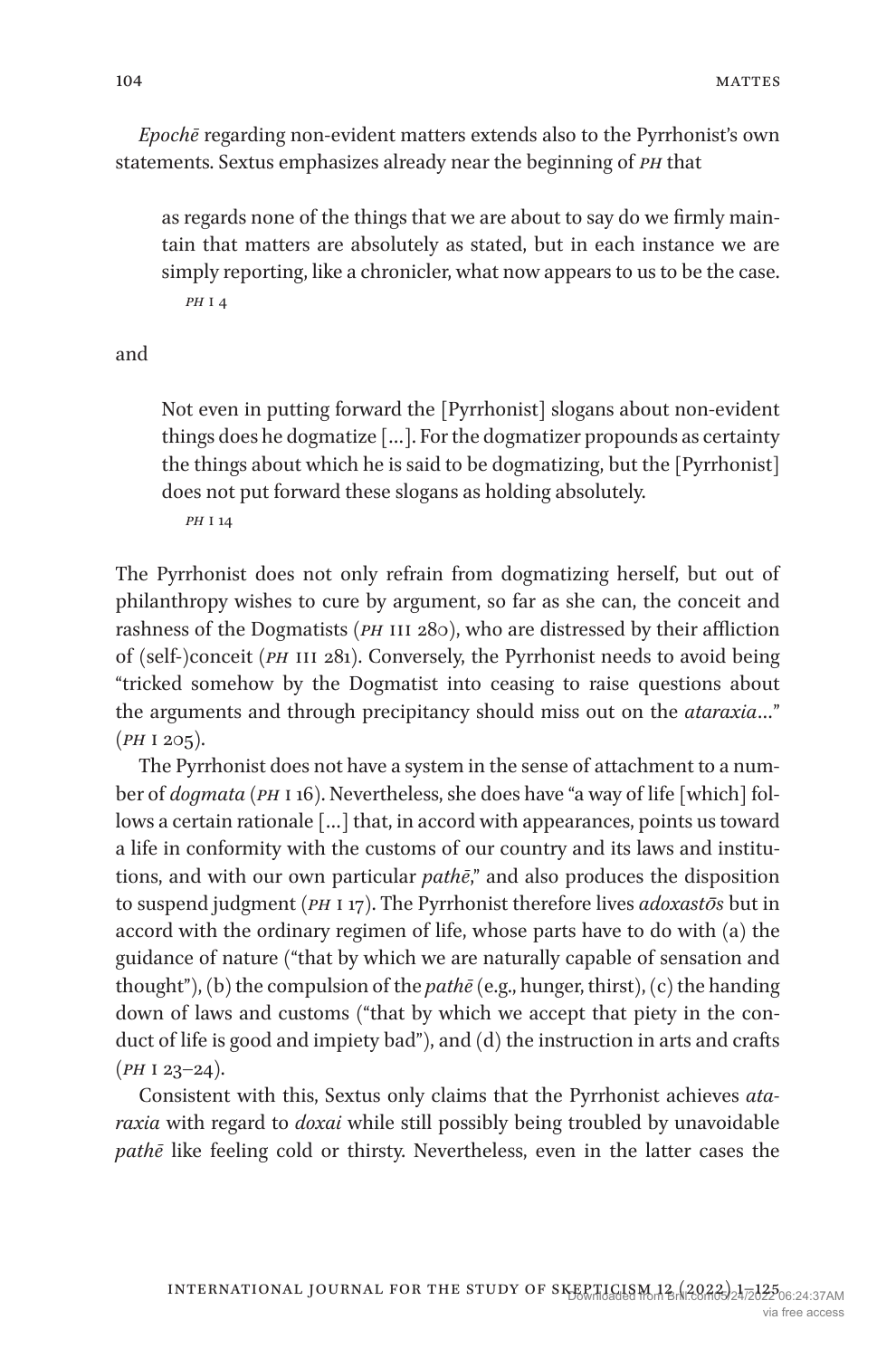*Epochē* regarding non-evident matters extends also to the Pyrrhonist's own statements. Sextus emphasizes already near the beginning of *PH* that

> as regards none of the things that we are about to say do we firmly maintain that matters are absolutely as stated, but in each instance we are simply reporting, like a chronicler, what now appears to us to be the case.
>
> *PH* I 4

and

> Not even in putting forward the [Pyrrhonist] slogans about non-evident things does he dogmatize […]. For the dogmatizer propounds as certainty the things about which he is said to be dogmatizing, but the [Pyrrhonist] does not put forward these slogans as holding absolutely.
>
> *PH* I 14

The Pyrrhonist does not only refrain from dogmatizing herself, but out of philanthropy wishes to cure by argument, so far as she can, the conceit and rashness of the Dogmatists (*PH* III 280), who are distressed by their affliction of (self-)conceit (*PH* III 281). Conversely, the Pyrrhonist needs to avoid being "tricked somehow by the Dogmatist into ceasing to raise questions about the arguments and through precipitancy should miss out on the *ataraxia*…" (*PH* I 205).

The Pyrrhonist does not have a system in the sense of attachment to a number of *dogmata* (*PH* I 16). Nevertheless, she does have "a way of life [which] follows a certain rationale […] that, in accord with appearances, points us toward a life in conformity with the customs of our country and its laws and institutions, and with our own particular *pathē*," and also produces the disposition to suspend judgment (*PH* I 17). The Pyrrhonist therefore lives *adoxastōs* but in accord with the ordinary regimen of life, whose parts have to do with (a) the guidance of nature ("that by which we are naturally capable of sensation and thought"), (b) the compulsion of the *pathē* (e.g., hunger, thirst), (c) the handing down of laws and customs ("that by which we accept that piety in the conduct of life is good and impiety bad"), and (d) the instruction in arts and crafts (*PH* I 23–24).

Consistent with this, Sextus only claims that the Pyrrhonist achieves *ataraxia* with regard to *doxai* while still possibly being troubled by unavoidable *pathē* like feeling cold or thirsty. Nevertheless, even in the latter cases the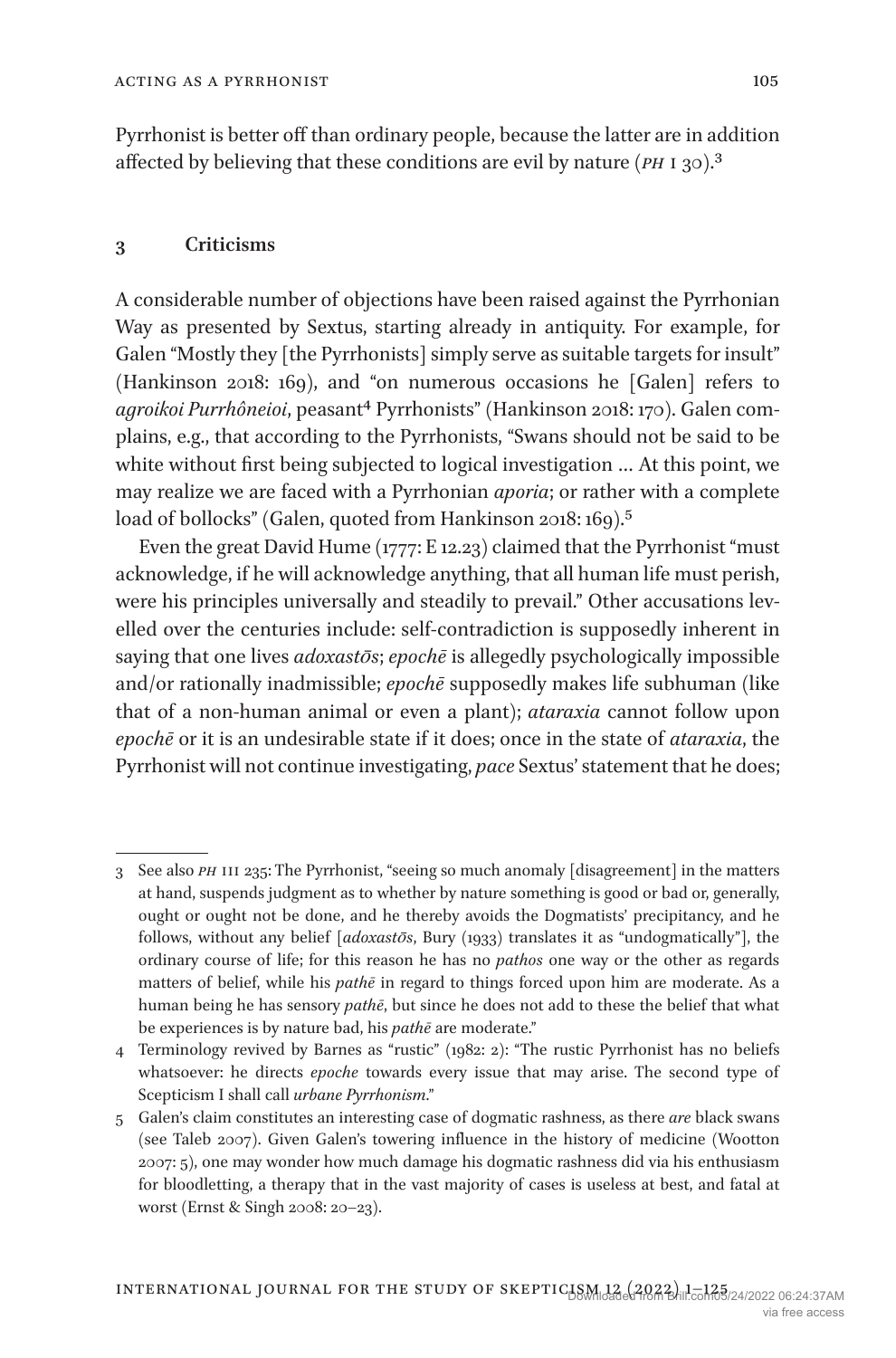Pyrrhonist is better off than ordinary people, because the latter are in addition affected by believing that these conditions are evil by nature (*PH* I 30).[3]

## 3 Criticisms

A considerable number of objections have been raised against the Pyrrhonian Way as presented by Sextus, starting already in antiquity. For example, for Galen "Mostly they [the Pyrrhonists] simply serve as suitable targets for insult" (Hankinson 2018: 169), and "on numerous occasions he [Galen] refers to *agroikoi Purrhôneioi*, peasant[4] Pyrrhonists" (Hankinson 2018: 170). Galen complains, e.g., that according to the Pyrrhonists, "Swans should not be said to be white without first being subjected to logical investigation … At this point, we may realize we are faced with a Pyrrhonian *aporia*; or rather with a complete load of bollocks" (Galen, quoted from Hankinson 2018: 169).[5]

Even the great David Hume (1777: E 12.23) claimed that the Pyrrhonist "must acknowledge, if he will acknowledge anything, that all human life must perish, were his principles universally and steadily to prevail." Other accusations levelled over the centuries include: self-contradiction is supposedly inherent in saying that one lives *adoxastōs*; *epochē* is allegedly psychologically impossible and/or rationally inadmissible; *epochē* supposedly makes life subhuman (like that of a non-human animal or even a plant); *ataraxia* cannot follow upon *epochē* or it is an undesirable state if it does; once in the state of *ataraxia*, the Pyrrhonist will not continue investigating, *pace* Sextus' statement that he does;

---

3 See also *PH* III 235: The Pyrrhonist, "seeing so much anomaly [disagreement] in the matters at hand, suspends judgment as to whether by nature something is good or bad or, generally, ought or ought not be done, and he thereby avoids the Dogmatists' precipitancy, and he follows, without any belief [*adoxastōs*, Bury (1933) translates it as "undogmatically"], the ordinary course of life; for this reason he has no *pathos* one way or the other as regards matters of belief, while his *pathē* in regard to things forced upon him are moderate. As a human being he has sensory *pathē*, but since he does not add to these the belief that what be experiences is by nature bad, his *pathē* are moderate."

4 Terminology revived by Barnes as "rustic" (1982: 2): "The rustic Pyrrhonist has no beliefs whatsoever: he directs *epoche* towards every issue that may arise. The second type of Scepticism I shall call *urbane Pyrrhonism*."

5 Galen's claim constitutes an interesting case of dogmatic rashness, as there *are* black swans (see Taleb 2007). Given Galen's towering influence in the history of medicine (Wootton 2007: 5), one may wonder how much damage his dogmatic rashness did via his enthusiasm for bloodletting, a therapy that in the vast majority of cases is useless at best, and fatal at worst (Ernst & Singh 2008: 20–23).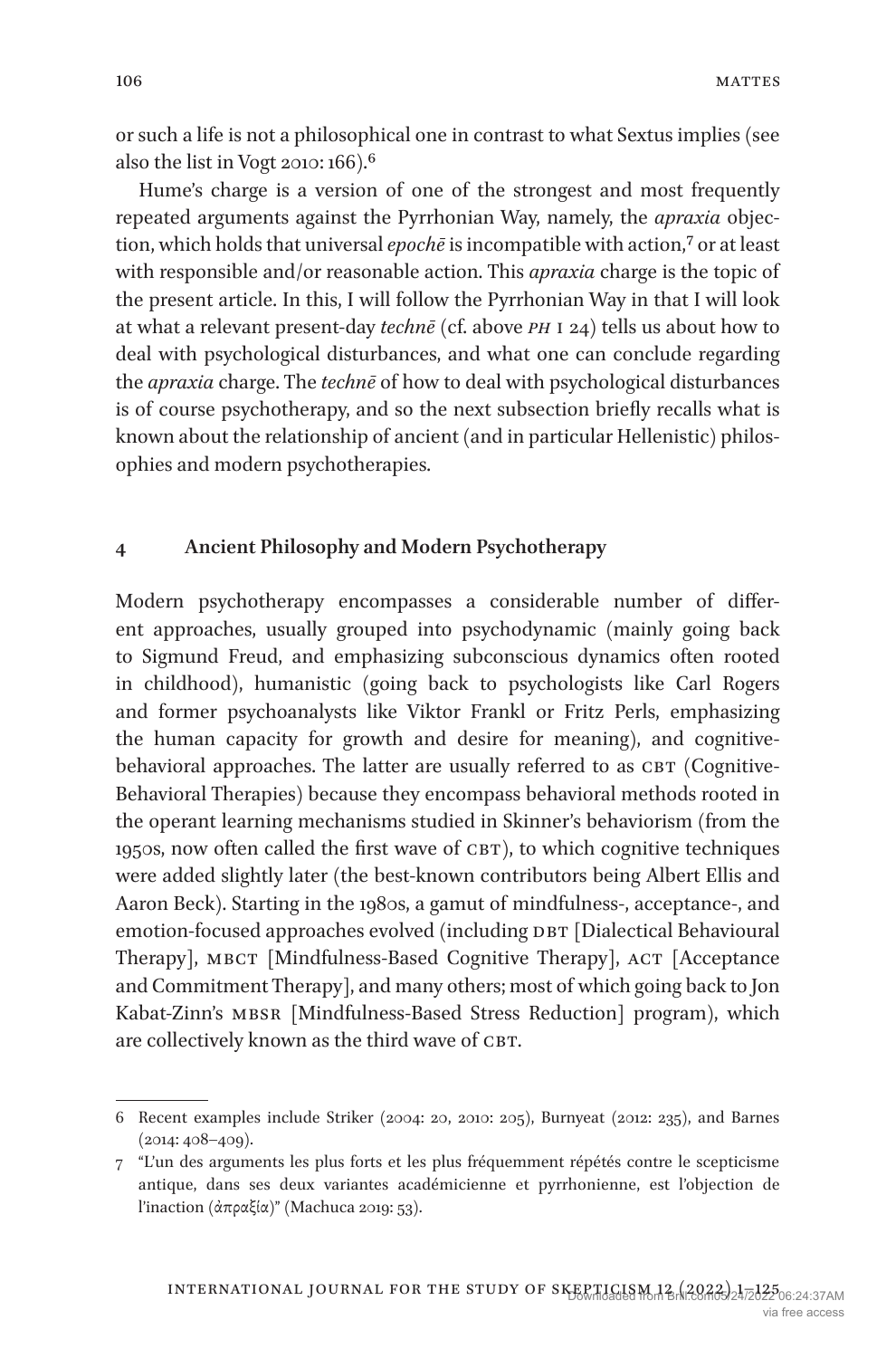or such a life is not a philosophical one in contrast to what Sextus implies (see also the list in Vogt 2010: 166).[6]

Hume's charge is a version of one of the strongest and most frequently repeated arguments against the Pyrrhonian Way, namely, the *apraxia* objection, which holds that universal *epochē* is incompatible with action,[7] or at least with responsible and/or reasonable action. This *apraxia* charge is the topic of the present article. In this, I will follow the Pyrrhonian Way in that I will look at what a relevant present-day *technē* (cf. above *PH* I 24) tells us about how to deal with psychological disturbances, and what one can conclude regarding the *apraxia* charge. The *technē* of how to deal with psychological disturbances is of course psychotherapy, and so the next subsection briefly recalls what is known about the relationship of ancient (and in particular Hellenistic) philosophies and modern psychotherapies.

## 4 Ancient Philosophy and Modern Psychotherapy

Modern psychotherapy encompasses a considerable number of different approaches, usually grouped into psychodynamic (mainly going back to Sigmund Freud, and emphasizing subconscious dynamics often rooted in childhood), humanistic (going back to psychologists like Carl Rogers and former psychoanalysts like Viktor Frankl or Fritz Perls, emphasizing the human capacity for growth and desire for meaning), and cognitive-behavioral approaches. The latter are usually referred to as CBT (Cognitive-Behavioral Therapies) because they encompass behavioral methods rooted in the operant learning mechanisms studied in Skinner's behaviorism (from the 1950s, now often called the first wave of CBT), to which cognitive techniques were added slightly later (the best-known contributors being Albert Ellis and Aaron Beck). Starting in the 1980s, a gamut of mindfulness-, acceptance-, and emotion-focused approaches evolved (including DBT [Dialectical Behavioural Therapy], MBCT [Mindfulness-Based Cognitive Therapy], ACT [Acceptance and Commitment Therapy], and many others; most of which going back to Jon Kabat-Zinn's MBSR [Mindfulness-Based Stress Reduction] program), which are collectively known as the third wave of CBT.

---

6 Recent examples include Striker (2004: 20, 2010: 205), Burnyeat (2012: 235), and Barnes (2014: 408–409).

7 "L'un des arguments les plus forts et les plus fréquemment répétés contre le scepticisme antique, dans ses deux variantes académicienne et pyrrhonienne, est l'objection de l'inaction (ἀπραξία)" (Machuca 2019: 53).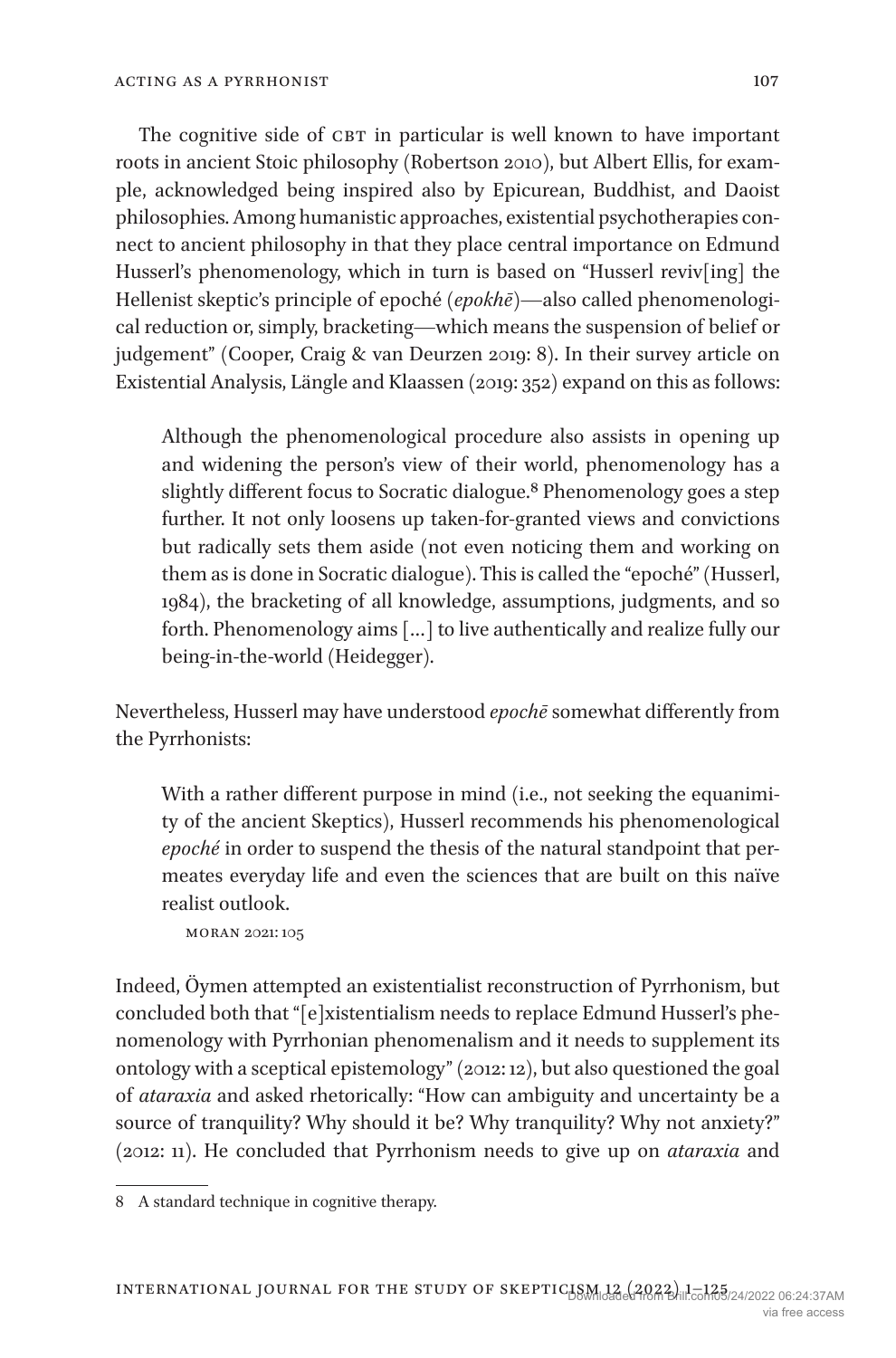The cognitive side of CBT in particular is well known to have important roots in ancient Stoic philosophy (Robertson 2010), but Albert Ellis, for example, acknowledged being inspired also by Epicurean, Buddhist, and Daoist philosophies. Among humanistic approaches, existential psychotherapies connect to ancient philosophy in that they place central importance on Edmund Husserl's phenomenology, which in turn is based on "Husserl reviv[ing] the Hellenist skeptic's principle of epoché (*epokhē*)—also called phenomenological reduction or, simply, bracketing—which means the suspension of belief or judgement" (Cooper, Craig & van Deurzen 2019: 8). In their survey article on Existential Analysis, Längle and Klaassen (2019: 352) expand on this as follows:

> Although the phenomenological procedure also assists in opening up and widening the person's view of their world, phenomenology has a slightly different focus to Socratic dialogue.[8] Phenomenology goes a step further. It not only loosens up taken-for-granted views and convictions but radically sets them aside (not even noticing them and working on them as is done in Socratic dialogue). This is called the "epoché" (Husserl, 1984), the bracketing of all knowledge, assumptions, judgments, and so forth. Phenomenology aims […] to live authentically and realize fully our being-in-the-world (Heidegger).

Nevertheless, Husserl may have understood *epochē* somewhat differently from the Pyrrhonists:

> With a rather different purpose in mind (i.e., not seeking the equanimity of the ancient Skeptics), Husserl recommends his phenomenological *epoché* in order to suspend the thesis of the natural standpoint that permeates everyday life and even the sciences that are built on this naïve realist outlook.
>
> MORAN 2021: 105

Indeed, Öymen attempted an existentialist reconstruction of Pyrrhonism, but concluded both that "[e]xistentialism needs to replace Edmund Husserl's phenomenology with Pyrrhonian phenomenalism and it needs to supplement its ontology with a sceptical epistemology" (2012: 12), but also questioned the goal of *ataraxia* and asked rhetorically: "How can ambiguity and uncertainty be a source of tranquility? Why should it be? Why tranquility? Why not anxiety?" (2012: 11). He concluded that Pyrrhonism needs to give up on *ataraxia* and

---

8 A standard technique in cognitive therapy.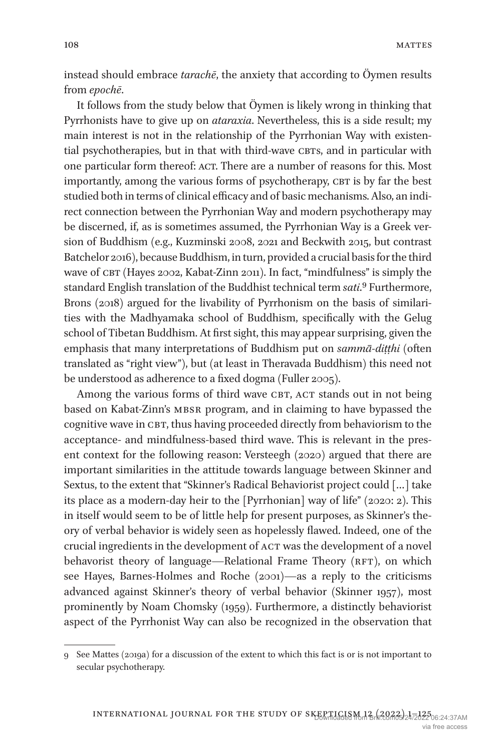instead should embrace *tarachē*, the anxiety that according to Öymen results from *epochē*.

It follows from the study below that Öymen is likely wrong in thinking that Pyrrhonists have to give up on *ataraxia*. Nevertheless, this is a side result; my main interest is not in the relationship of the Pyrrhonian Way with existential psychotherapies, but in that with third-wave CBTs, and in particular with one particular form thereof: ACT. There are a number of reasons for this. Most importantly, among the various forms of psychotherapy, CBT is by far the best studied both in terms of clinical efficacy and of basic mechanisms. Also, an indirect connection between the Pyrrhonian Way and modern psychotherapy may be discerned, if, as is sometimes assumed, the Pyrrhonian Way is a Greek version of Buddhism (e.g., Kuzminski 2008, 2021 and Beckwith 2015, but contrast Batchelor 2016), because Buddhism, in turn, provided a crucial basis for the third wave of CBT (Hayes 2002, Kabat-Zinn 2011). In fact, "mindfulness" is simply the standard English translation of the Buddhist technical term *sati*.[9] Furthermore, Brons (2018) argued for the livability of Pyrrhonism on the basis of similarities with the Madhyamaka school of Buddhism, specifically with the Gelug school of Tibetan Buddhism. At first sight, this may appear surprising, given the emphasis that many interpretations of Buddhism put on *sammā-diṭṭhi* (often translated as "right view"), but (at least in Theravada Buddhism) this need not be understood as adherence to a fixed dogma (Fuller 2005).

Among the various forms of third wave CBT, ACT stands out in not being based on Kabat-Zinn's MBSR program, and in claiming to have bypassed the cognitive wave in CBT, thus having proceeded directly from behaviorism to the acceptance- and mindfulness-based third wave. This is relevant in the present context for the following reason: Versteegh (2020) argued that there are important similarities in the attitude towards language between Skinner and Sextus, to the extent that "Skinner's Radical Behaviorist project could […] take its place as a modern-day heir to the [Pyrrhonian] way of life" (2020: 2). This in itself would seem to be of little help for present purposes, as Skinner's theory of verbal behavior is widely seen as hopelessly flawed. Indeed, one of the crucial ingredients in the development of ACT was the development of a novel behaviorist theory of language—Relational Frame Theory (RFT), on which see Hayes, Barnes-Holmes and Roche (2001)—as a reply to the criticisms advanced against Skinner's theory of verbal behavior (Skinner 1957), most prominently by Noam Chomsky (1959). Furthermore, a distinctly behaviorist aspect of the Pyrrhonist Way can also be recognized in the observation that

---

9 See Mattes (2019a) for a discussion of the extent to which this fact is or is not important to secular psychotherapy.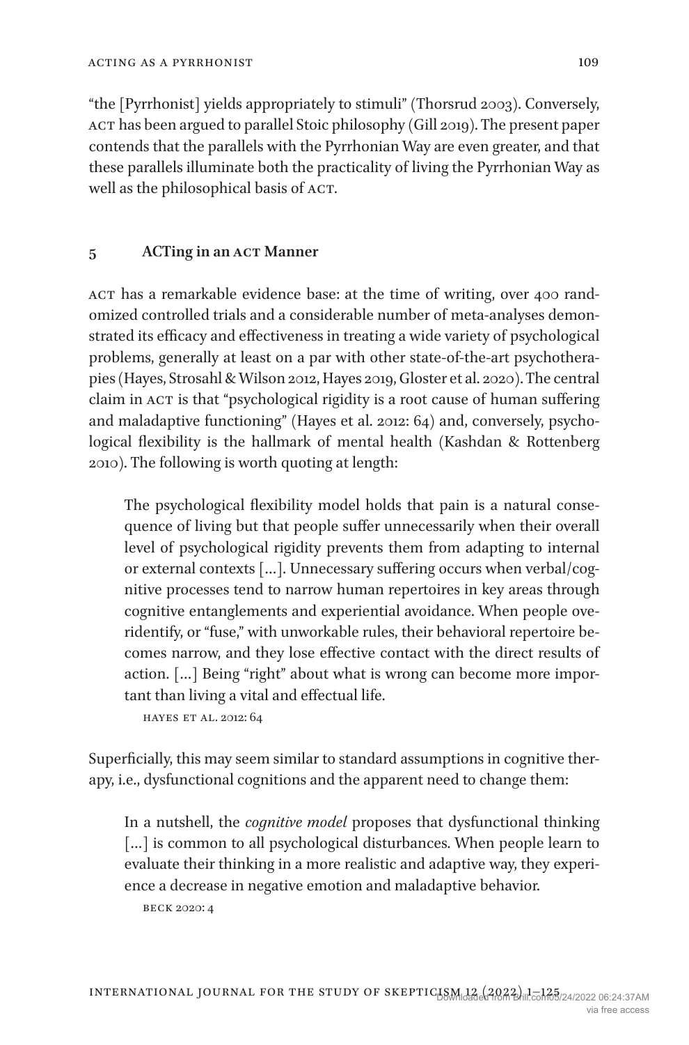"the [Pyrrhonist] yields appropriately to stimuli" (Thorsrud 2003). Conversely, ACT has been argued to parallel Stoic philosophy (Gill 2019). The present paper contends that the parallels with the Pyrrhonian Way are even greater, and that these parallels illuminate both the practicality of living the Pyrrhonian Way as well as the philosophical basis of ACT.

## 5 ACTing in an ACT Manner

ACT has a remarkable evidence base: at the time of writing, over 400 randomized controlled trials and a considerable number of meta-analyses demonstrated its efficacy and effectiveness in treating a wide variety of psychological problems, generally at least on a par with other state-of-the-art psychotherapies (Hayes, Strosahl & Wilson 2012, Hayes 2019, Gloster et al. 2020). The central claim in ACT is that "psychological rigidity is a root cause of human suffering and maladaptive functioning" (Hayes et al. 2012: 64) and, conversely, psychological flexibility is the hallmark of mental health (Kashdan & Rottenberg 2010). The following is worth quoting at length:

> The psychological flexibility model holds that pain is a natural consequence of living but that people suffer unnecessarily when their overall level of psychological rigidity prevents them from adapting to internal or external contexts […]. Unnecessary suffering occurs when verbal/cognitive processes tend to narrow human repertoires in key areas through cognitive entanglements and experiential avoidance. When people overidentify, or "fuse," with unworkable rules, their behavioral repertoire becomes narrow, and they lose effective contact with the direct results of action. […] Being "right" about what is wrong can become more important than living a vital and effectual life.
>
> HAYES ET AL. 2012: 64

Superficially, this may seem similar to standard assumptions in cognitive therapy, i.e., dysfunctional cognitions and the apparent need to change them:

> In a nutshell, the *cognitive model* proposes that dysfunctional thinking […] is common to all psychological disturbances. When people learn to evaluate their thinking in a more realistic and adaptive way, they experience a decrease in negative emotion and maladaptive behavior.
>
> BECK 2020: 4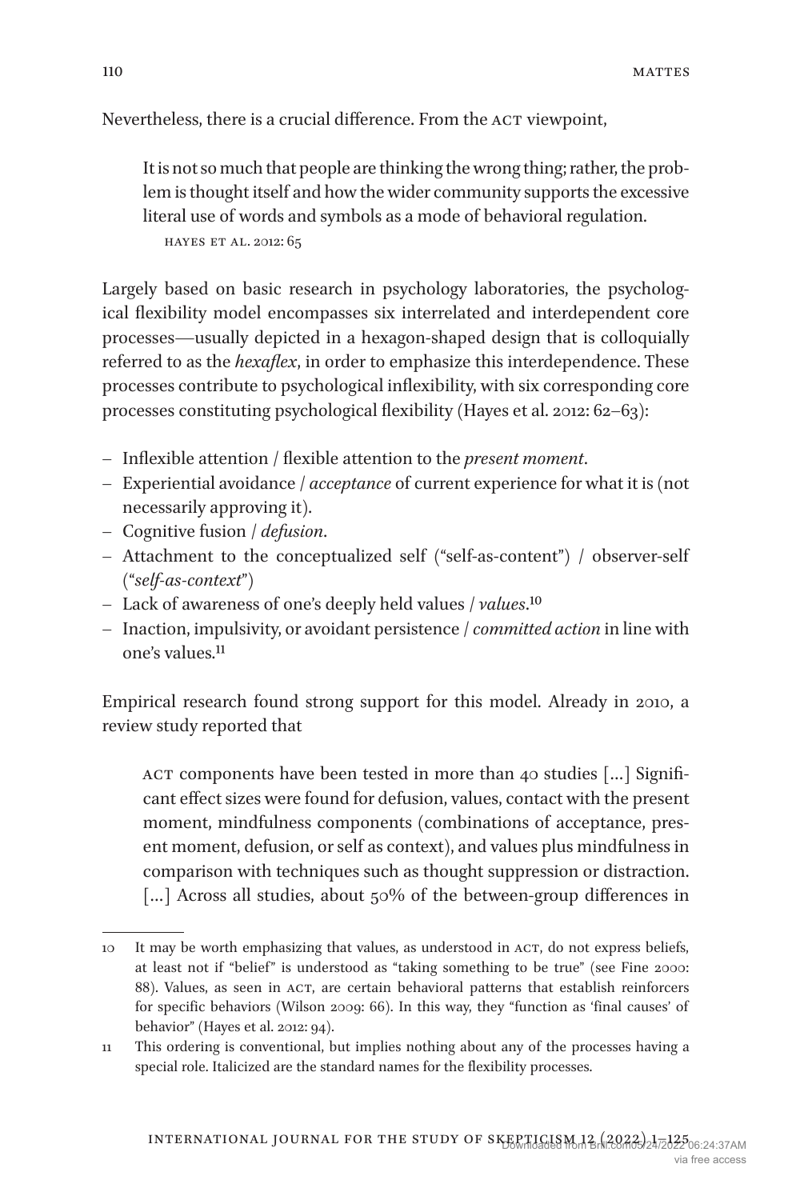Nevertheless, there is a crucial difference. From the ACT viewpoint,

> It is not so much that people are thinking the wrong thing; rather, the problem is thought itself and how the wider community supports the excessive literal use of words and symbols as a mode of behavioral regulation.
>
> HAYES ET AL. 2012: 65

Largely based on basic research in psychology laboratories, the psychological flexibility model encompasses six interrelated and interdependent core processes—usually depicted in a hexagon-shaped design that is colloquially referred to as the *hexaflex*, in order to emphasize this interdependence. These processes contribute to psychological inflexibility, with six corresponding core processes constituting psychological flexibility (Hayes et al. 2012: 62–63):

- Inflexible attention / flexible attention to the *present moment*.
- Experiential avoidance / *acceptance* of current experience for what it is (not necessarily approving it).
- Cognitive fusion / *defusion*.
- Attachment to the conceptualized self ("self-as-content") / observer-self ("*self-as-context*")
- Lack of awareness of one's deeply held values / *values*.[10]
- Inaction, impulsivity, or avoidant persistence / *committed action* in line with one's values.[11]

Empirical research found strong support for this model. Already in 2010, a review study reported that

> ACT components have been tested in more than 40 studies […] Significant effect sizes were found for defusion, values, contact with the present moment, mindfulness components (combinations of acceptance, present moment, defusion, or self as context), and values plus mindfulness in comparison with techniques such as thought suppression or distraction. […] Across all studies, about 50% of the between-group differences in

---

10 It may be worth emphasizing that values, as understood in ACT, do not express beliefs, at least not if "belief" is understood as "taking something to be true" (see Fine 2000: 88). Values, as seen in ACT, are certain behavioral patterns that establish reinforcers for specific behaviors (Wilson 2009: 66). In this way, they "function as 'final causes' of behavior" (Hayes et al. 2012: 94).

11 This ordering is conventional, but implies nothing about any of the processes having a special role. Italicized are the standard names for the flexibility processes.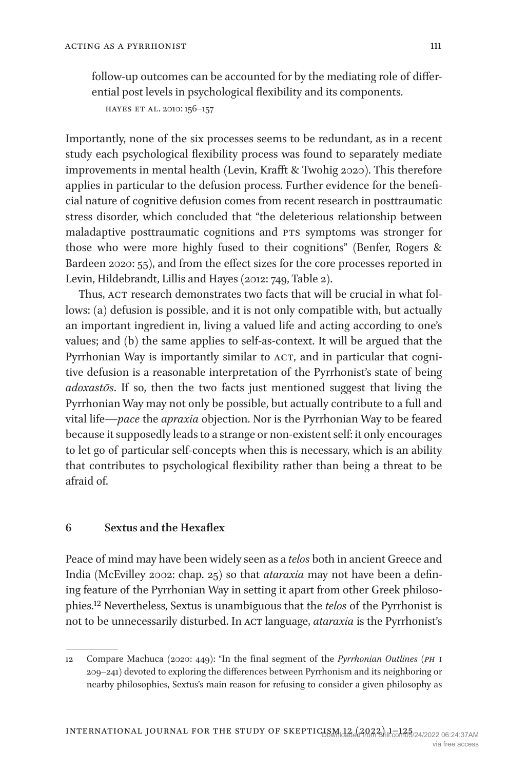follow-up outcomes can be accounted for by the mediating role of differential post levels in psychological flexibility and its components.

HAYES ET AL. 2010: 156–157

Importantly, none of the six processes seems to be redundant, as in a recent study each psychological flexibility process was found to separately mediate improvements in mental health (Levin, Krafft & Twohig 2020). This therefore applies in particular to the defusion process. Further evidence for the beneficial nature of cognitive defusion comes from recent research in posttraumatic stress disorder, which concluded that "the deleterious relationship between maladaptive posttraumatic cognitions and PTS symptoms was stronger for those who were more highly fused to their cognitions" (Benfer, Rogers & Bardeen 2020: 55), and from the effect sizes for the core processes reported in Levin, Hildebrandt, Lillis and Hayes (2012: 749, Table 2).

Thus, ACT research demonstrates two facts that will be crucial in what follows: (a) defusion is possible, and it is not only compatible with, but actually an important ingredient in, living a valued life and acting according to one's values; and (b) the same applies to self-as-context. It will be argued that the Pyrrhonian Way is importantly similar to ACT, and in particular that cognitive defusion is a reasonable interpretation of the Pyrrhonist's state of being *adoxastōs*. If so, then the two facts just mentioned suggest that living the Pyrrhonian Way may not only be possible, but actually contribute to a full and vital life—*pace* the *apraxia* objection. Nor is the Pyrrhonian Way to be feared because it supposedly leads to a strange or non-existent self: it only encourages to let go of particular self-concepts when this is necessary, which is an ability that contributes to psychological flexibility rather than being a threat to be afraid of.

## 6 Sextus and the Hexaflex

Peace of mind may have been widely seen as a *telos* both in ancient Greece and India (McEvilley 2002: chap. 25) so that *ataraxia* may not have been a defining feature of the Pyrrhonian Way in setting it apart from other Greek philosophies.[12] Nevertheless, Sextus is unambiguous that the *telos* of the Pyrrhonist is not to be unnecessarily disturbed. In ACT language, *ataraxia* is the Pyrrhonist's

12 Compare Machuca (2020: 449): "In the final segment of the *Pyrrhonian Outlines* (*PH* I 209–241) devoted to exploring the differences between Pyrrhonism and its neighboring or nearby philosophies, Sextus's main reason for refusing to consider a given philosophy as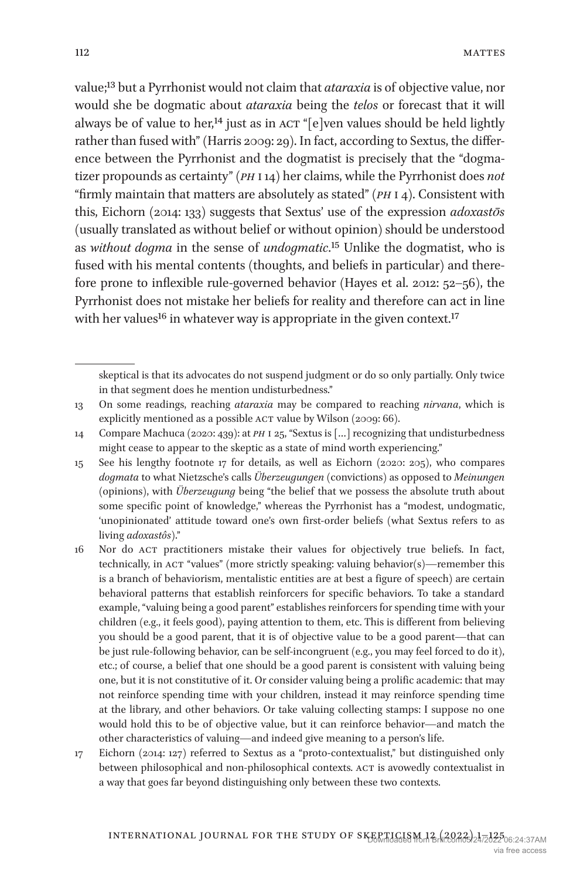value;[13] but a Pyrrhonist would not claim that *ataraxia* is of objective value, nor would she be dogmatic about *ataraxia* being the *telos* or forecast that it will always be of value to her,[14] just as in ACT "[e]ven values should be held lightly rather than fused with" (Harris 2009: 29). In fact, according to Sextus, the difference between the Pyrrhonist and the dogmatist is precisely that the "dogmatizer propounds as certainty" (*PH* I 14) her claims, while the Pyrrhonist does *not* "firmly maintain that matters are absolutely as stated" (*PH* I 4). Consistent with this, Eichorn (2014: 133) suggests that Sextus' use of the expression *adoxastōs* (usually translated as without belief or without opinion) should be understood as *without dogma* in the sense of *undogmatic*.[15] Unlike the dogmatist, who is fused with his mental contents (thoughts, and beliefs in particular) and therefore prone to inflexible rule-governed behavior (Hayes et al. 2012: 52–56), the Pyrrhonist does not mistake her beliefs for reality and therefore can act in line with her values[16] in whatever way is appropriate in the given context.[17]

---

skeptical is that its advocates do not suspend judgment or do so only partially. Only twice in that segment does he mention undisturbedness."

13 On some readings, reaching *ataraxia* may be compared to reaching *nirvana*, which is explicitly mentioned as a possible ACT value by Wilson (2009: 66).

14 Compare Machuca (2020: 439): at *PH* I 25, "Sextus is […] recognizing that undisturbedness might cease to appear to the skeptic as a state of mind worth experiencing."

15 See his lengthy footnote 17 for details, as well as Eichorn (2020: 205), who compares *dogmata* to what Nietzsche's calls *Überzeugungen* (convictions) as opposed to *Meinungen* (opinions), with *Überzeugung* being "the belief that we possess the absolute truth about some specific point of knowledge," whereas the Pyrrhonist has a "modest, undogmatic, 'unopinionated' attitude toward one's own first-order beliefs (what Sextus refers to as living *adoxastôs*)."

16 Nor do ACT practitioners mistake their values for objectively true beliefs. In fact, technically, in ACT "values" (more strictly speaking: valuing behavior(s)—remember this is a branch of behaviorism, mentalistic entities are at best a figure of speech) are certain behavioral patterns that establish reinforcers for specific behaviors. To take a standard example, "valuing being a good parent" establishes reinforcers for spending time with your children (e.g., it feels good), paying attention to them, etc. This is different from believing you should be a good parent, that it is of objective value to be a good parent—that can be just rule-following behavior, can be self-incongruent (e.g., you may feel forced to do it), etc.; of course, a belief that one should be a good parent is consistent with valuing being one, but it is not constitutive of it. Or consider valuing being a prolific academic: that may not reinforce spending time with your children, instead it may reinforce spending time at the library, and other behaviors. Or take valuing collecting stamps: I suppose no one would hold this to be of objective value, but it can reinforce behavior—and match the other characteristics of valuing—and indeed give meaning to a person's life.

17 Eichorn (2014: 127) referred to Sextus as a "proto-contextualist," but distinguished only between philosophical and non-philosophical contexts. ACT is avowedly contextualist in a way that goes far beyond distinguishing only between these two contexts.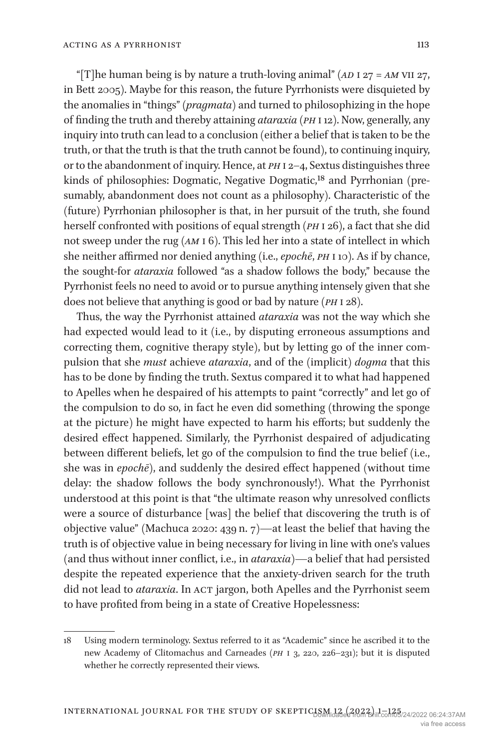"[T]he human being is by nature a truth-loving animal" (*AD* I 27 = *AM* VII 27, in Bett 2005). Maybe for this reason, the future Pyrrhonists were disquieted by the anomalies in "things" (*pragmata*) and turned to philosophizing in the hope of finding the truth and thereby attaining *ataraxia* (*PH* I 12). Now, generally, any inquiry into truth can lead to a conclusion (either a belief that is taken to be the truth, or that the truth is that the truth cannot be found), to continuing inquiry, or to the abandonment of inquiry. Hence, at *PH* I 2–4, Sextus distinguishes three kinds of philosophies: Dogmatic, Negative Dogmatic,[18] and Pyrrhonian (presumably, abandonment does not count as a philosophy). Characteristic of the (future) Pyrrhonian philosopher is that, in her pursuit of the truth, she found herself confronted with positions of equal strength (*PH* I 26), a fact that she did not sweep under the rug (*AM* I 6). This led her into a state of intellect in which she neither affirmed nor denied anything (i.e., *epochē*, *PH* I 10). As if by chance, the sought-for *ataraxia* followed "as a shadow follows the body," because the Pyrrhonist feels no need to avoid or to pursue anything intensely given that she does not believe that anything is good or bad by nature (*PH* I 28).

Thus, the way the Pyrrhonist attained *ataraxia* was not the way which she had expected would lead to it (i.e., by disputing erroneous assumptions and correcting them, cognitive therapy style), but by letting go of the inner compulsion that she *must* achieve *ataraxia*, and of the (implicit) *dogma* that this has to be done by finding the truth. Sextus compared it to what had happened to Apelles when he despaired of his attempts to paint "correctly" and let go of the compulsion to do so, in fact he even did something (throwing the sponge at the picture) he might have expected to harm his efforts; but suddenly the desired effect happened. Similarly, the Pyrrhonist despaired of adjudicating between different beliefs, let go of the compulsion to find the true belief (i.e., she was in *epochē*), and suddenly the desired effect happened (without time delay: the shadow follows the body synchronously!). What the Pyrrhonist understood at this point is that "the ultimate reason why unresolved conflicts were a source of disturbance [was] the belief that discovering the truth is of objective value" (Machuca 2020: 439 n. 7)—at least the belief that having the truth is of objective value in being necessary for living in line with one's values (and thus without inner conflict, i.e., in *ataraxia*)—a belief that had persisted despite the repeated experience that the anxiety-driven search for the truth did not lead to *ataraxia*. In ACT jargon, both Apelles and the Pyrrhonist seem to have profited from being in a state of Creative Hopelessness:

---

18 Using modern terminology. Sextus referred to it as "Academic" since he ascribed it to the new Academy of Clitomachus and Carneades (*PH* I 3, 220, 226–231); but it is disputed whether he correctly represented their views.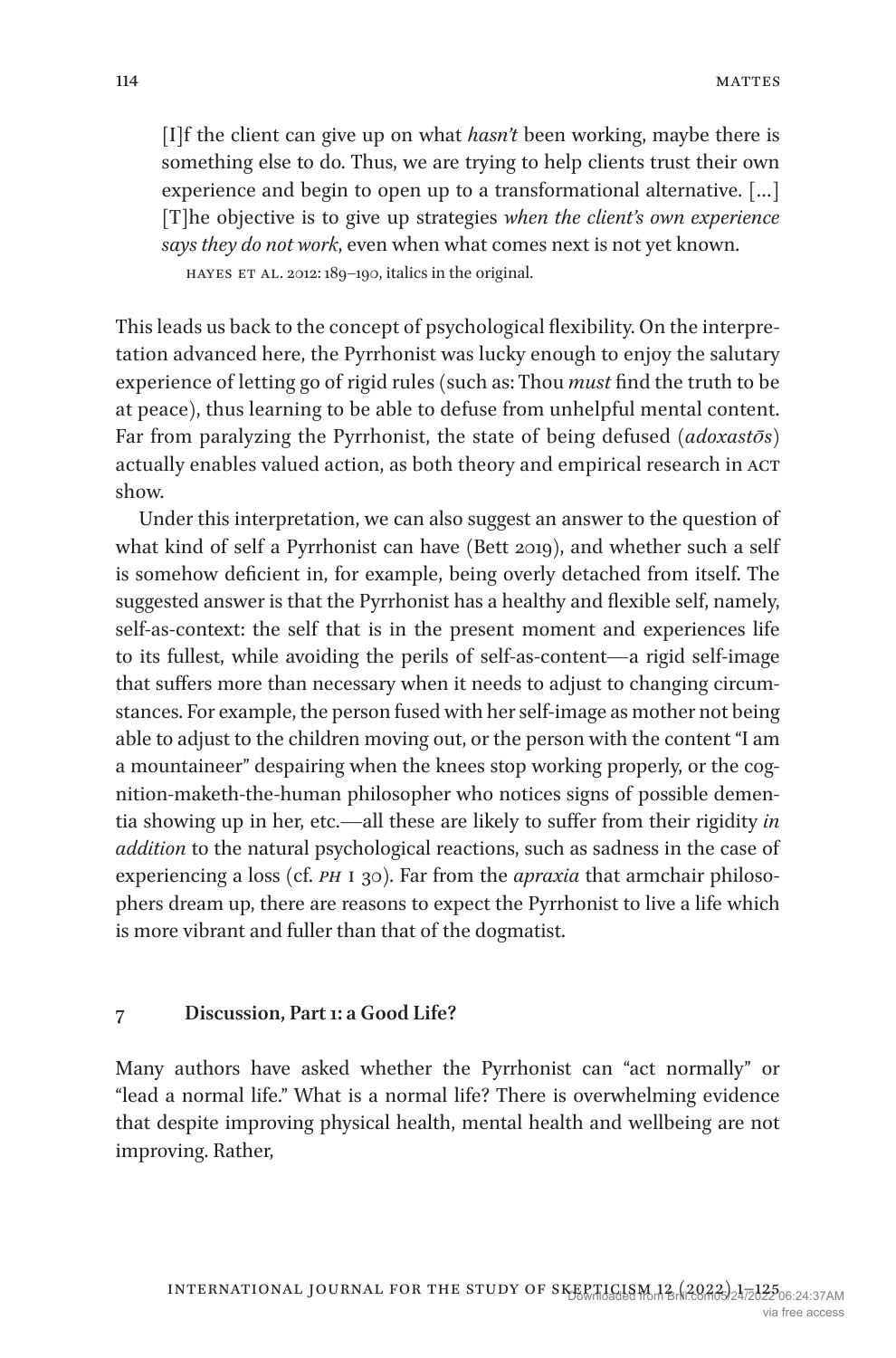> [I]f the client can give up on what *hasn't* been working, maybe there is something else to do. Thus, we are trying to help clients trust their own experience and begin to open up to a transformational alternative. [...] [T]he objective is to give up strategies *when the client's own experience says they do not work*, even when what comes next is not yet known.
>
> HAYES ET AL. 2012: 189–190, italics in the original.

This leads us back to the concept of psychological flexibility. On the interpretation advanced here, the Pyrrhonist was lucky enough to enjoy the salutary experience of letting go of rigid rules (such as: Thou *must* find the truth to be at peace), thus learning to be able to defuse from unhelpful mental content. Far from paralyzing the Pyrrhonist, the state of being defused (*adoxastōs*) actually enables valued action, as both theory and empirical research in ACT show.

Under this interpretation, we can also suggest an answer to the question of what kind of self a Pyrrhonist can have (Bett 2019), and whether such a self is somehow deficient in, for example, being overly detached from itself. The suggested answer is that the Pyrrhonist has a healthy and flexible self, namely, self-as-context: the self that is in the present moment and experiences life to its fullest, while avoiding the perils of self-as-content—a rigid self-image that suffers more than necessary when it needs to adjust to changing circumstances. For example, the person fused with her self-image as mother not being able to adjust to the children moving out, or the person with the content "I am a mountaineer" despairing when the knees stop working properly, or the cognition-maketh-the-human philosopher who notices signs of possible dementia showing up in her, etc.—all these are likely to suffer from their rigidity *in addition* to the natural psychological reactions, such as sadness in the case of experiencing a loss (cf. *PH* I 30). Far from the *apraxia* that armchair philosophers dream up, there are reasons to expect the Pyrrhonist to live a life which is more vibrant and fuller than that of the dogmatist.

## 7 Discussion, Part 1: a Good Life?

Many authors have asked whether the Pyrrhonist can "act normally" or "lead a normal life." What is a normal life? There is overwhelming evidence that despite improving physical health, mental health and wellbeing are not improving. Rather,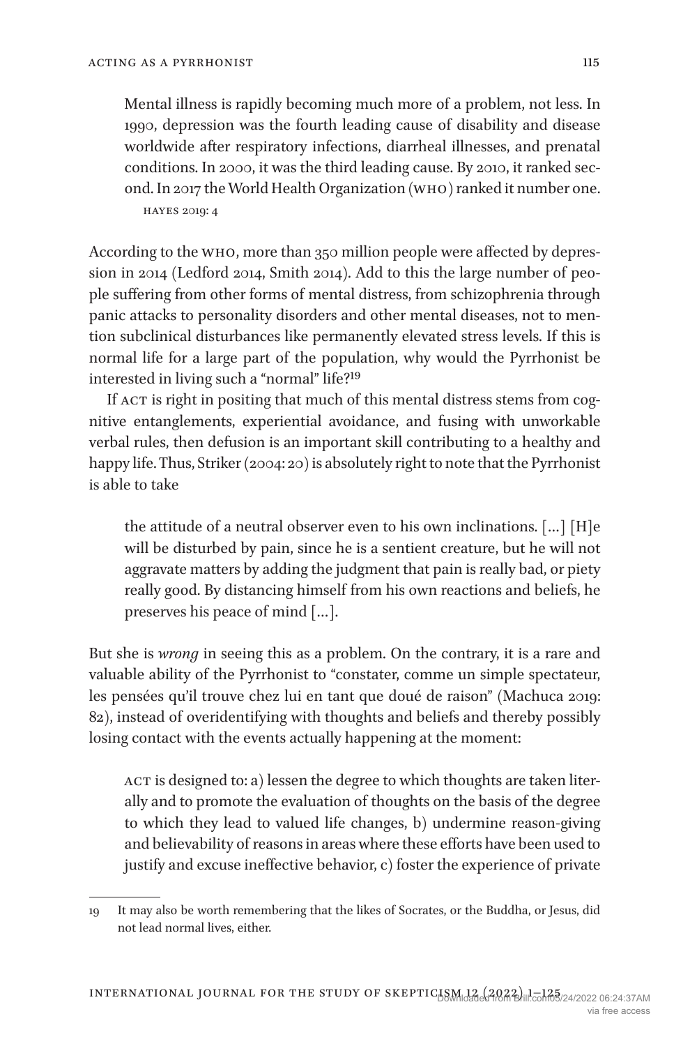> Mental illness is rapidly becoming much more of a problem, not less. In 1990, depression was the fourth leading cause of disability and disease worldwide after respiratory infections, diarrheal illnesses, and prenatal conditions. In 2000, it was the third leading cause. By 2010, it ranked second. In 2017 the World Health Organization (WHO) ranked it number one.
> HAYES 2019: 4

According to the WHO, more than 350 million people were affected by depression in 2014 (Ledford 2014, Smith 2014). Add to this the large number of people suffering from other forms of mental distress, from schizophrenia through panic attacks to personality disorders and other mental diseases, not to mention subclinical disturbances like permanently elevated stress levels. If this is normal life for a large part of the population, why would the Pyrrhonist be interested in living such a "normal" life?[19]

If ACT is right in positing that much of this mental distress stems from cognitive entanglements, experiential avoidance, and fusing with unworkable verbal rules, then defusion is an important skill contributing to a healthy and happy life. Thus, Striker (2004: 20) is absolutely right to note that the Pyrrhonist is able to take

> the attitude of a neutral observer even to his own inclinations. […] [H]e will be disturbed by pain, since he is a sentient creature, but he will not aggravate matters by adding the judgment that pain is really bad, or piety really good. By distancing himself from his own reactions and beliefs, he preserves his peace of mind […].

But she is *wrong* in seeing this as a problem. On the contrary, it is a rare and valuable ability of the Pyrrhonist to "constater, comme un simple spectateur, les pensées qu'il trouve chez lui en tant que doué de raison" (Machuca 2019: 82), instead of overidentifying with thoughts and beliefs and thereby possibly losing contact with the events actually happening at the moment:

> ACT is designed to: a) lessen the degree to which thoughts are taken literally and to promote the evaluation of thoughts on the basis of the degree to which they lead to valued life changes, b) undermine reason-giving and believability of reasons in areas where these efforts have been used to justify and excuse ineffective behavior, c) foster the experience of private

---

19 It may also be worth remembering that the likes of Socrates, or the Buddha, or Jesus, did not lead normal lives, either.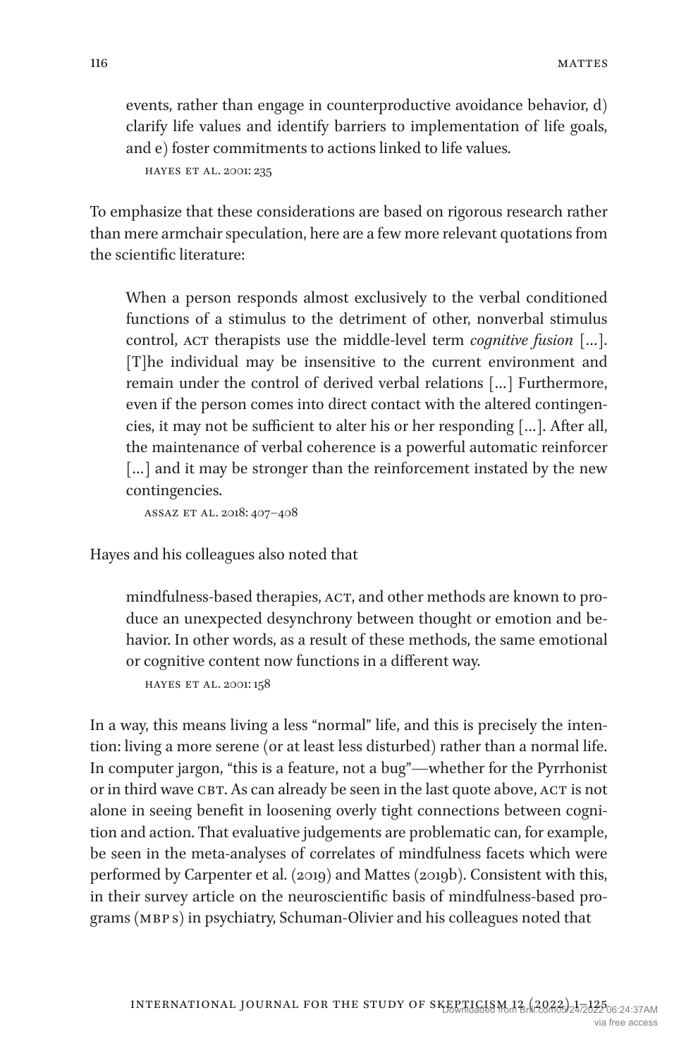events, rather than engage in counterproductive avoidance behavior, d) clarify life values and identify barriers to implementation of life goals, and e) foster commitments to actions linked to life values.

> HAYES ET AL. 2001: 235

To emphasize that these considerations are based on rigorous research rather than mere armchair speculation, here are a few more relevant quotations from the scientific literature:

> When a person responds almost exclusively to the verbal conditioned functions of a stimulus to the detriment of other, nonverbal stimulus control, ACT therapists use the middle-level term *cognitive fusion* [...]. [T]he individual may be insensitive to the current environment and remain under the control of derived verbal relations [...] Furthermore, even if the person comes into direct contact with the altered contingencies, it may not be sufficient to alter his or her responding [...]. After all, the maintenance of verbal coherence is a powerful automatic reinforcer [...] and it may be stronger than the reinforcement instated by the new contingencies.
>
> ASSAZ ET AL. 2018: 407–408

Hayes and his colleagues also noted that

> mindfulness-based therapies, ACT, and other methods are known to produce an unexpected desynchrony between thought or emotion and behavior. In other words, as a result of these methods, the same emotional or cognitive content now functions in a different way.
>
> HAYES ET AL. 2001: 158

In a way, this means living a less "normal" life, and this is precisely the intention: living a more serene (or at least less disturbed) rather than a normal life. In computer jargon, "this is a feature, not a bug"—whether for the Pyrrhonist or in third wave CBT. As can already be seen in the last quote above, ACT is not alone in seeing benefit in loosening overly tight connections between cognition and action. That evaluative judgements are problematic can, for example, be seen in the meta-analyses of correlates of mindfulness facets which were performed by Carpenter et al. (2019) and Mattes (2019b). Consistent with this, in their survey article on the neuroscientific basis of mindfulness-based programs (MBPs) in psychiatry, Schuman-Olivier and his colleagues noted that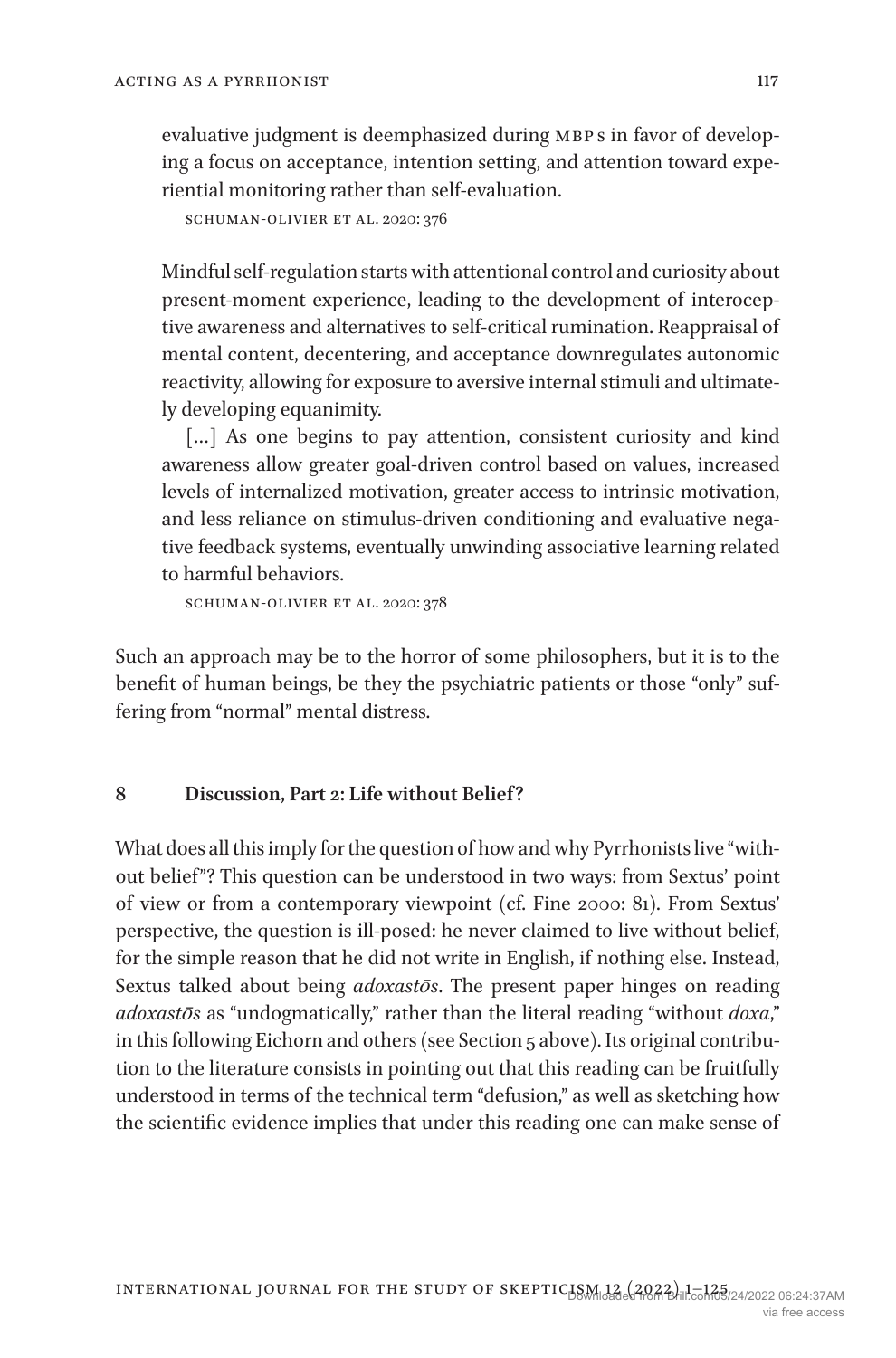evaluative judgment is deemphasized during MBPs in favor of developing a focus on acceptance, intention setting, and attention toward experiential monitoring rather than self-evaluation.

SCHUMAN-OLIVIER ET AL. 2020: 376

> Mindful self-regulation starts with attentional control and curiosity about present-moment experience, leading to the development of interoceptive awareness and alternatives to self-critical rumination. Reappraisal of mental content, decentering, and acceptance downregulates autonomic reactivity, allowing for exposure to aversive internal stimuli and ultimately developing equanimity.
>
> [...] As one begins to pay attention, consistent curiosity and kind awareness allow greater goal-driven control based on values, increased levels of internalized motivation, greater access to intrinsic motivation, and less reliance on stimulus-driven conditioning and evaluative negative feedback systems, eventually unwinding associative learning related to harmful behaviors.
>
> SCHUMAN-OLIVIER ET AL. 2020: 378

Such an approach may be to the horror of some philosophers, but it is to the benefit of human beings, be they the psychiatric patients or those "only" suffering from "normal" mental distress.

## 8 Discussion, Part 2: Life without Belief?

What does all this imply for the question of how and why Pyrrhonists live "without belief"? This question can be understood in two ways: from Sextus' point of view or from a contemporary viewpoint (cf. Fine 2000: 81). From Sextus' perspective, the question is ill-posed: he never claimed to live without belief, for the simple reason that he did not write in English, if nothing else. Instead, Sextus talked about being *adoxastōs*. The present paper hinges on reading *adoxastōs* as "undogmatically," rather than the literal reading "without *doxa*," in this following Eichorn and others (see Section 5 above). Its original contribution to the literature consists in pointing out that this reading can be fruitfully understood in terms of the technical term "defusion," as well as sketching how the scientific evidence implies that under this reading one can make sense of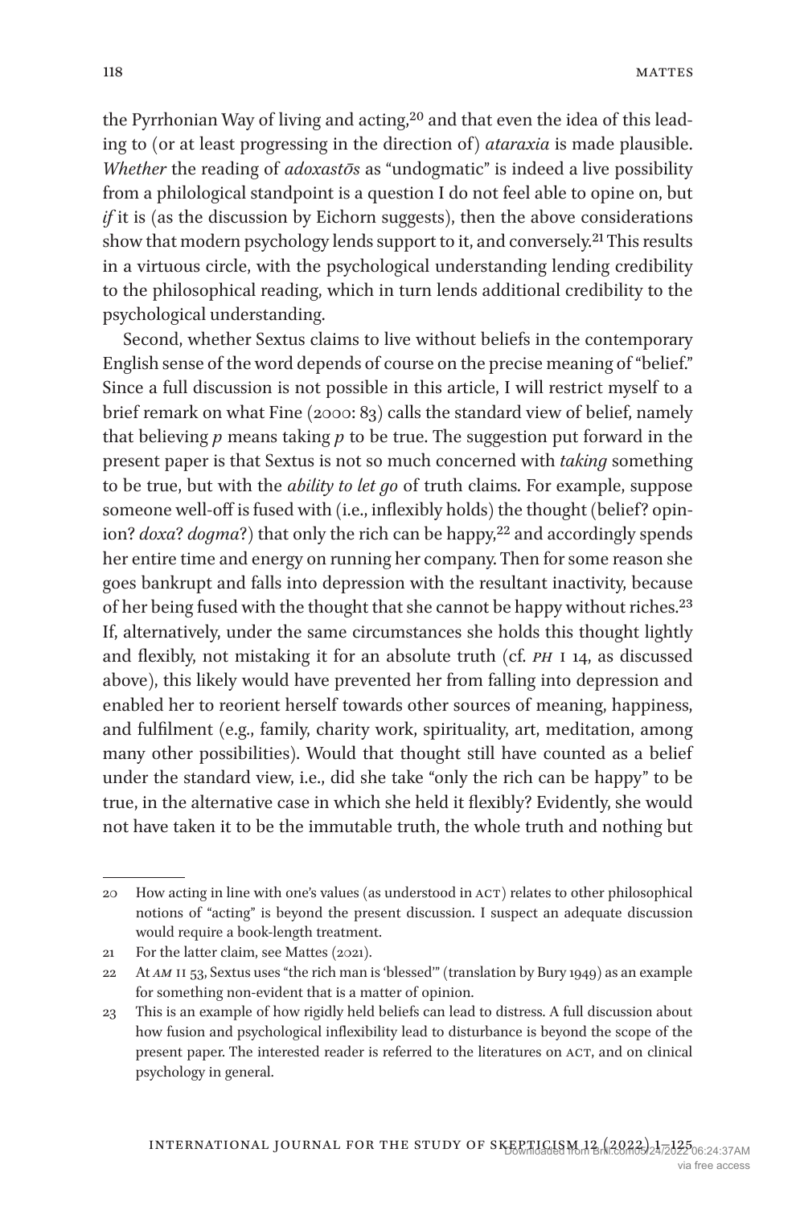the Pyrrhonian Way of living and acting,[20] and that even the idea of this leading to (or at least progressing in the direction of) *ataraxia* is made plausible. *Whether* the reading of *adoxastōs* as "undogmatic" is indeed a live possibility from a philological standpoint is a question I do not feel able to opine on, but *if* it is (as the discussion by Eichorn suggests), then the above considerations show that modern psychology lends support to it, and conversely.[21] This results in a virtuous circle, with the psychological understanding lending credibility to the philosophical reading, which in turn lends additional credibility to the psychological understanding.

Second, whether Sextus claims to live without beliefs in the contemporary English sense of the word depends of course on the precise meaning of "belief." Since a full discussion is not possible in this article, I will restrict myself to a brief remark on what Fine (2000: 83) calls the standard view of belief, namely that believing *p* means taking *p* to be true. The suggestion put forward in the present paper is that Sextus is not so much concerned with *taking* something to be true, but with the *ability to let go* of truth claims. For example, suppose someone well-off is fused with (i.e., inflexibly holds) the thought (belief? opinion? *doxa*? *dogma*?) that only the rich can be happy,[22] and accordingly spends her entire time and energy on running her company. Then for some reason she goes bankrupt and falls into depression with the resultant inactivity, because of her being fused with the thought that she cannot be happy without riches.[23] If, alternatively, under the same circumstances she holds this thought lightly and flexibly, not mistaking it for an absolute truth (cf. *PH* I 14, as discussed above), this likely would have prevented her from falling into depression and enabled her to reorient herself towards other sources of meaning, happiness, and fulfilment (e.g., family, charity work, spirituality, art, meditation, among many other possibilities). Would that thought still have counted as a belief under the standard view, i.e., did she take "only the rich can be happy" to be true, in the alternative case in which she held it flexibly? Evidently, she would not have taken it to be the immutable truth, the whole truth and nothing but

---

20 How acting in line with one's values (as understood in ACT) relates to other philosophical notions of "acting" is beyond the present discussion. I suspect an adequate discussion would require a book-length treatment.

21 For the latter claim, see Mattes (2021).

22 At *AM* II 53, Sextus uses "the rich man is 'blessed'" (translation by Bury 1949) as an example for something non-evident that is a matter of opinion.

23 This is an example of how rigidly held beliefs can lead to distress. A full discussion about how fusion and psychological inflexibility lead to disturbance is beyond the scope of the present paper. The interested reader is referred to the literatures on ACT, and on clinical psychology in general.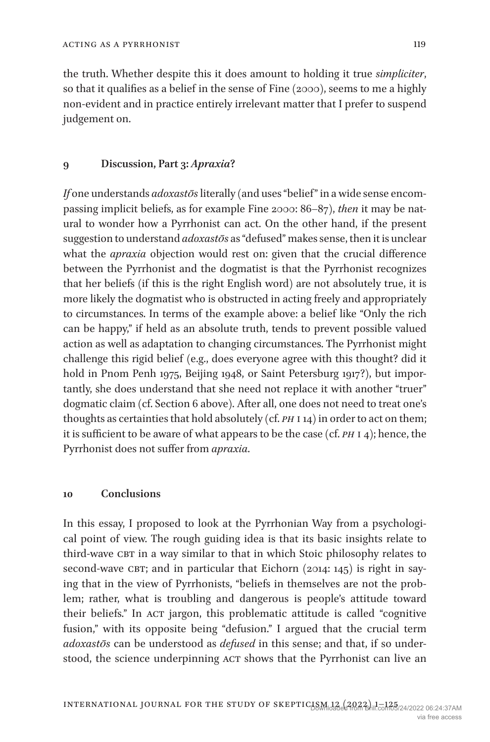the truth. Whether despite this it does amount to holding it true *simpliciter*, so that it qualifies as a belief in the sense of Fine (2000), seems to me a highly non-evident and in practice entirely irrelevant matter that I prefer to suspend judgement on.

## 9 Discussion, Part 3: *Apraxia*?

*If* one understands *adoxastōs* literally (and uses "belief" in a wide sense encompassing implicit beliefs, as for example Fine 2000: 86–87), *then* it may be natural to wonder how a Pyrrhonist can act. On the other hand, if the present suggestion to understand *adoxastōs* as "defused" makes sense, then it is unclear what the *apraxia* objection would rest on: given that the crucial difference between the Pyrrhonist and the dogmatist is that the Pyrrhonist recognizes that her beliefs (if this is the right English word) are not absolutely true, it is more likely the dogmatist who is obstructed in acting freely and appropriately to circumstances. In terms of the example above: a belief like "Only the rich can be happy," if held as an absolute truth, tends to prevent possible valued action as well as adaptation to changing circumstances. The Pyrrhonist might challenge this rigid belief (e.g., does everyone agree with this thought? did it hold in Pnom Penh 1975, Beijing 1948, or Saint Petersburg 1917?), but importantly, she does understand that she need not replace it with another "truer" dogmatic claim (cf. Section 6 above). After all, one does not need to treat one's thoughts as certainties that hold absolutely (cf. *PH* I 14) in order to act on them; it is sufficient to be aware of what appears to be the case (cf. *PH* I 4); hence, the Pyrrhonist does not suffer from *apraxia*.

## 10 Conclusions

In this essay, I proposed to look at the Pyrrhonian Way from a psychological point of view. The rough guiding idea is that its basic insights relate to third-wave CBT in a way similar to that in which Stoic philosophy relates to second-wave CBT; and in particular that Eichorn (2014: 145) is right in saying that in the view of Pyrrhonists, "beliefs in themselves are not the problem; rather, what is troubling and dangerous is people's attitude toward their beliefs." In ACT jargon, this problematic attitude is called "cognitive fusion," with its opposite being "defusion." I argued that the crucial term *adoxastōs* can be understood as *defused* in this sense; and that, if so understood, the science underpinning ACT shows that the Pyrrhonist can live an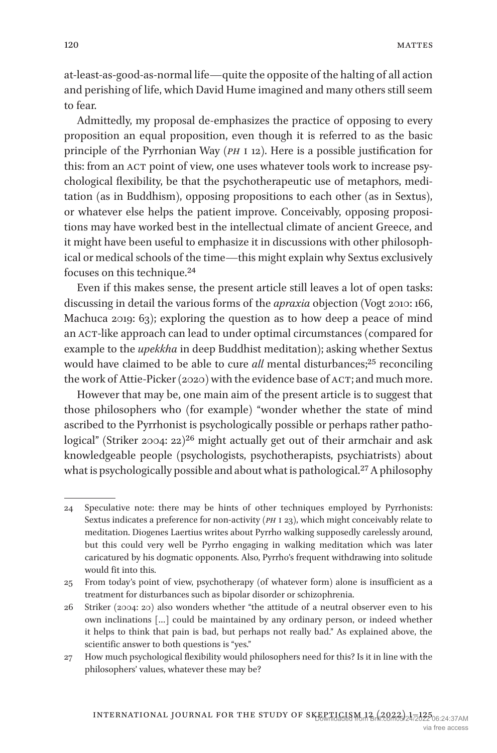at-least-as-good-as-normal life—quite the opposite of the halting of all action and perishing of life, which David Hume imagined and many others still seem to fear.

Admittedly, my proposal de-emphasizes the practice of opposing to every proposition an equal proposition, even though it is referred to as the basic principle of the Pyrrhonian Way (*PH* I 12). Here is a possible justification for this: from an ACT point of view, one uses whatever tools work to increase psychological flexibility, be that the psychotherapeutic use of metaphors, meditation (as in Buddhism), opposing propositions to each other (as in Sextus), or whatever else helps the patient improve. Conceivably, opposing propositions may have worked best in the intellectual climate of ancient Greece, and it might have been useful to emphasize it in discussions with other philosophical or medical schools of the time—this might explain why Sextus exclusively focuses on this technique.[24]

Even if this makes sense, the present article still leaves a lot of open tasks: discussing in detail the various forms of the *apraxia* objection (Vogt 2010: 166, Machuca 2019: 63); exploring the question as to how deep a peace of mind an ACT-like approach can lead to under optimal circumstances (compared for example to the *upekkha* in deep Buddhist meditation); asking whether Sextus would have claimed to be able to cure *all* mental disturbances;[25] reconciling the work of Attie-Picker (2020) with the evidence base of ACT; and much more.

However that may be, one main aim of the present article is to suggest that those philosophers who (for example) "wonder whether the state of mind ascribed to the Pyrrhonist is psychologically possible or perhaps rather pathological" (Striker 2004: 22)[26] might actually get out of their armchair and ask knowledgeable people (psychologists, psychotherapists, psychiatrists) about what is psychologically possible and about what is pathological.[27] A philosophy

---

24 Speculative note: there may be hints of other techniques employed by Pyrrhonists: Sextus indicates a preference for non-activity (*PH* I 23), which might conceivably relate to meditation. Diogenes Laertius writes about Pyrrho walking supposedly carelessly around, but this could very well be Pyrrho engaging in walking meditation which was later caricatured by his dogmatic opponents. Also, Pyrrho's frequent withdrawing into solitude would fit into this.

25 From today's point of view, psychotherapy (of whatever form) alone is insufficient as a treatment for disturbances such as bipolar disorder or schizophrenia.

26 Striker (2004: 20) also wonders whether "the attitude of a neutral observer even to his own inclinations [...] could be maintained by any ordinary person, or indeed whether it helps to think that pain is bad, but perhaps not really bad." As explained above, the scientific answer to both questions is "yes."

27 How much psychological flexibility would philosophers need for this? Is it in line with the philosophers' values, whatever these may be?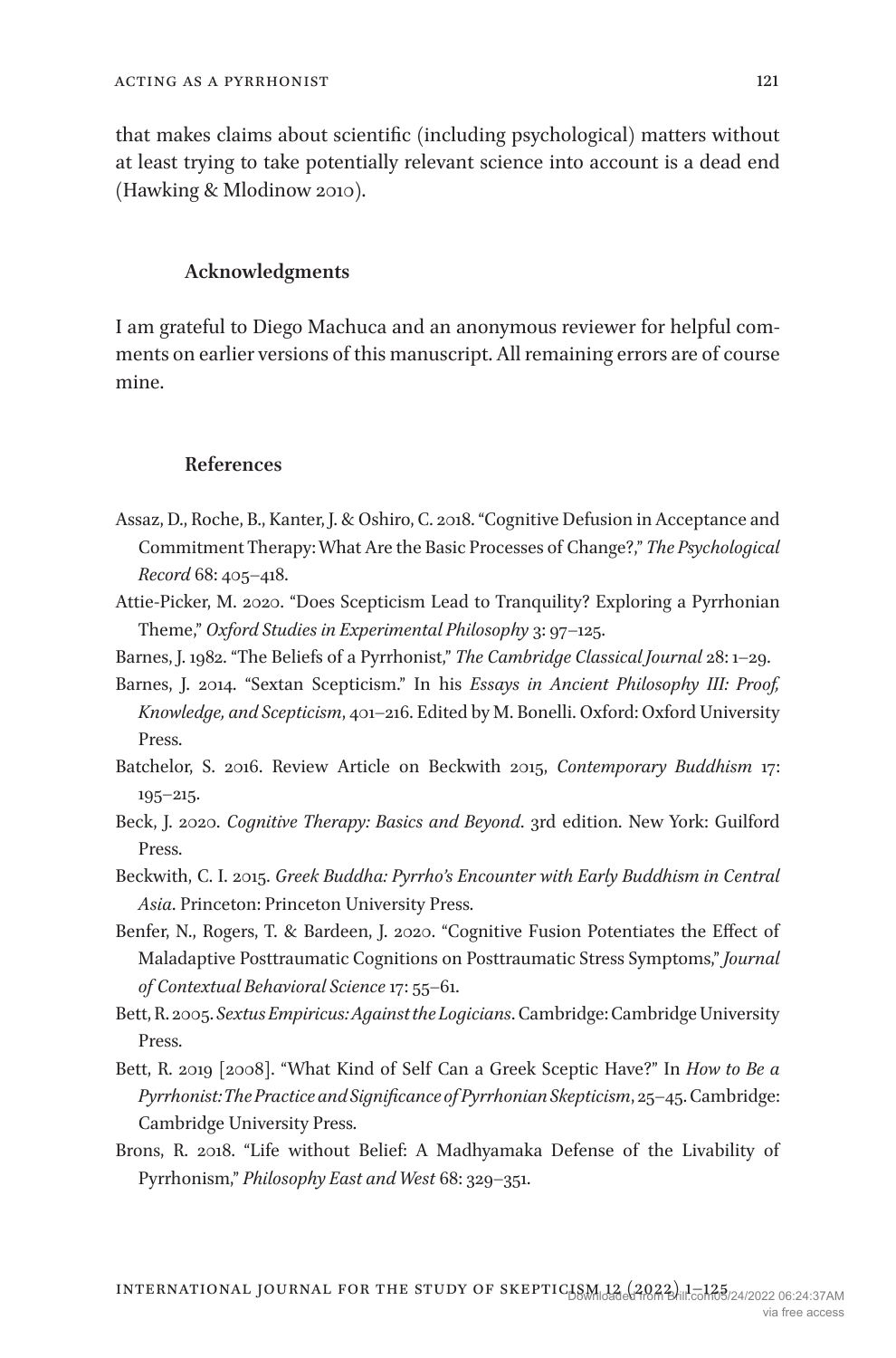that makes claims about scientific (including psychological) matters without at least trying to take potentially relevant science into account is a dead end (Hawking & Mlodinow 2010).

## Acknowledgments

I am grateful to Diego Machuca and an anonymous reviewer for helpful comments on earlier versions of this manuscript. All remaining errors are of course mine.

## References

Assaz, D., Roche, B., Kanter, J. & Oshiro, C. 2018. "Cognitive Defusion in Acceptance and Commitment Therapy: What Are the Basic Processes of Change?," *The Psychological Record* 68: 405–418.

Attie-Picker, M. 2020. "Does Scepticism Lead to Tranquility? Exploring a Pyrrhonian Theme," *Oxford Studies in Experimental Philosophy* 3: 97–125.

Barnes, J. 1982. "The Beliefs of a Pyrrhonist," *The Cambridge Classical Journal* 28: 1–29.

Barnes, J. 2014. "Sextan Scepticism." In his *Essays in Ancient Philosophy III: Proof, Knowledge, and Scepticism*, 401–216. Edited by M. Bonelli. Oxford: Oxford University Press.

Batchelor, S. 2016. Review Article on Beckwith 2015, *Contemporary Buddhism* 17: 195–215.

Beck, J. 2020. *Cognitive Therapy: Basics and Beyond*. 3rd edition. New York: Guilford Press.

Beckwith, C. I. 2015. *Greek Buddha: Pyrrho's Encounter with Early Buddhism in Central Asia*. Princeton: Princeton University Press.

Benfer, N., Rogers, T. & Bardeen, J. 2020. "Cognitive Fusion Potentiates the Effect of Maladaptive Posttraumatic Cognitions on Posttraumatic Stress Symptoms," *Journal of Contextual Behavioral Science* 17: 55–61.

Bett, R. 2005. *Sextus Empiricus: Against the Logicians*. Cambridge: Cambridge University Press.

Bett, R. 2019 [2008]. "What Kind of Self Can a Greek Sceptic Have?" In *How to Be a Pyrrhonist: The Practice and Significance of Pyrrhonian Skepticism*, 25–45. Cambridge: Cambridge University Press.

Brons, R. 2018. "Life without Belief: A Madhyamaka Defense of the Livability of Pyrrhonism," *Philosophy East and West* 68: 329–351.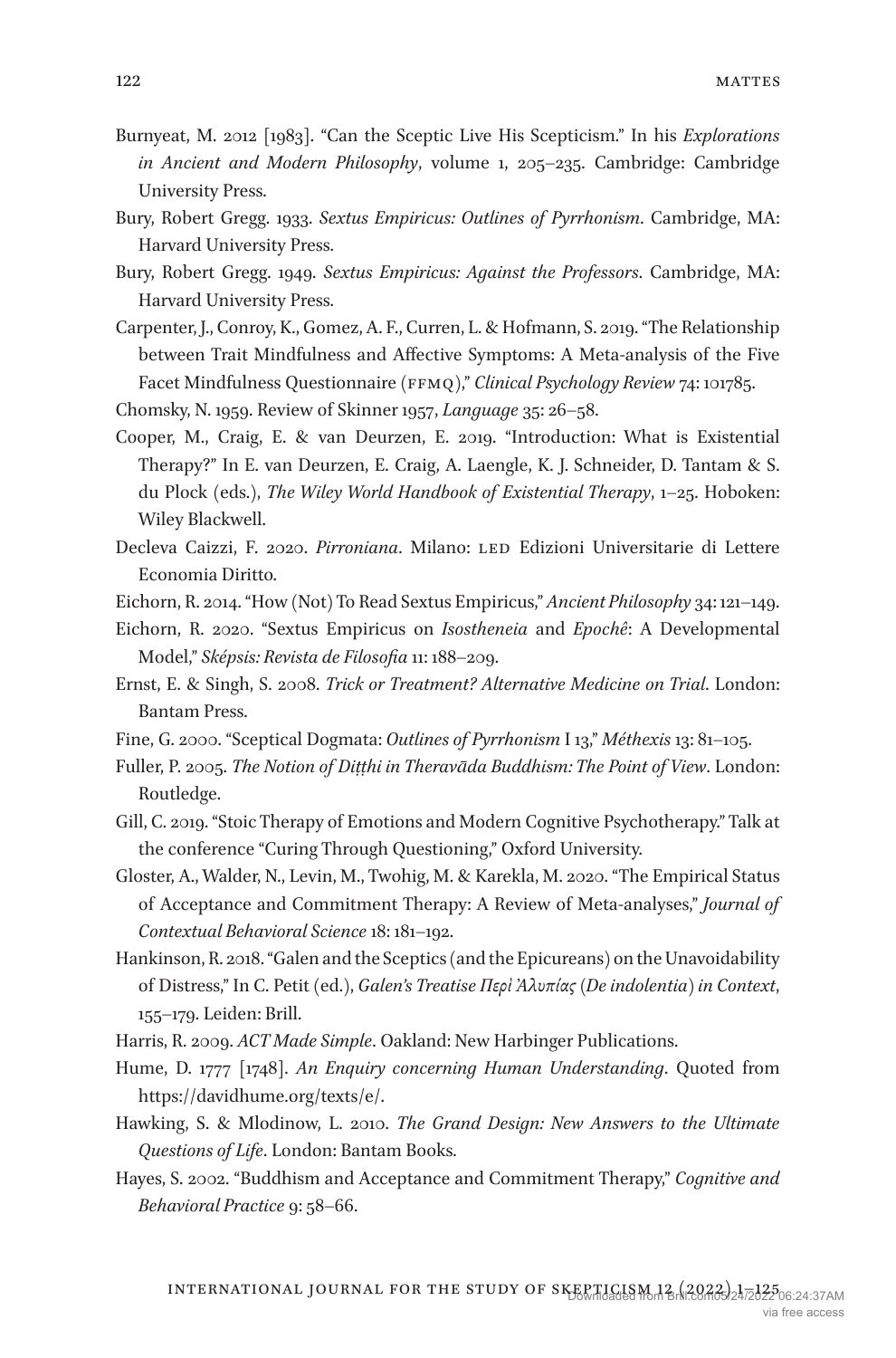Burnyeat, M. 2012 [1983]. “Can the Sceptic Live His Scepticism.” In his *Explorations in Ancient and Modern Philosophy*, volume 1, 205–235. Cambridge: Cambridge University Press.

Bury, Robert Gregg. 1933. *Sextus Empiricus: Outlines of Pyrrhonism*. Cambridge, MA: Harvard University Press.

Bury, Robert Gregg. 1949. *Sextus Empiricus: Against the Professors*. Cambridge, MA: Harvard University Press.

Carpenter, J., Conroy, K., Gomez, A. F., Curren, L. & Hofmann, S. 2019. “The Relationship between Trait Mindfulness and Affective Symptoms: A Meta-analysis of the Five Facet Mindfulness Questionnaire (FFMQ),” *Clinical Psychology Review* 74: 101785.

Chomsky, N. 1959. Review of Skinner 1957, *Language* 35: 26–58.

Cooper, M., Craig, E. & van Deurzen, E. 2019. “Introduction: What is Existential Therapy?” In E. van Deurzen, E. Craig, A. Laengle, K. J. Schneider, D. Tantam & S. du Plock (eds.), *The Wiley World Handbook of Existential Therapy*, 1–25. Hoboken: Wiley Blackwell.

Decleva Caizzi, F. 2020. *Pirroniana*. Milano: LED Edizioni Universitarie di Lettere Economia Diritto.

Eichorn, R. 2014. “How (Not) To Read Sextus Empiricus,” *Ancient Philosophy* 34: 121–149.

Eichorn, R. 2020. “Sextus Empiricus on *Isostheneia* and *Epochê*: A Developmental Model,” *Sképsis: Revista de Filosofia* 11: 188–209.

Ernst, E. & Singh, S. 2008. *Trick or Treatment? Alternative Medicine on Trial*. London: Bantam Press.

Fine, G. 2000. “Sceptical Dogmata: *Outlines of Pyrrhonism* I 13,” *Méthexis* 13: 81–105.

Fuller, P. 2005. *The Notion of Diṭṭhi in Theravāda Buddhism: The Point of View*. London: Routledge.

Gill, C. 2019. “Stoic Therapy of Emotions and Modern Cognitive Psychotherapy.” Talk at the conference “Curing Through Questioning,” Oxford University.

Gloster, A., Walder, N., Levin, M., Twohig, M. & Karekla, M. 2020. “The Empirical Status of Acceptance and Commitment Therapy: A Review of Meta-analyses,” *Journal of Contextual Behavioral Science* 18: 181–192.

Hankinson, R. 2018. “Galen and the Sceptics (and the Epicureans) on the Unavoidability of Distress,” In C. Petit (ed.), *Galen’s Treatise Περὶ Ἀλυπίας (De indolentia) in Context*, 155–179. Leiden: Brill.

Harris, R. 2009. *ACT Made Simple*. Oakland: New Harbinger Publications.

Hume, D. 1777 [1748]. *An Enquiry concerning Human Understanding*. Quoted from https://davidhume.org/texts/e/.

Hawking, S. & Mlodinow, L. 2010. *The Grand Design: New Answers to the Ultimate Questions of Life*. London: Bantam Books.

Hayes, S. 2002. “Buddhism and Acceptance and Commitment Therapy,” *Cognitive and Behavioral Practice* 9: 58–66.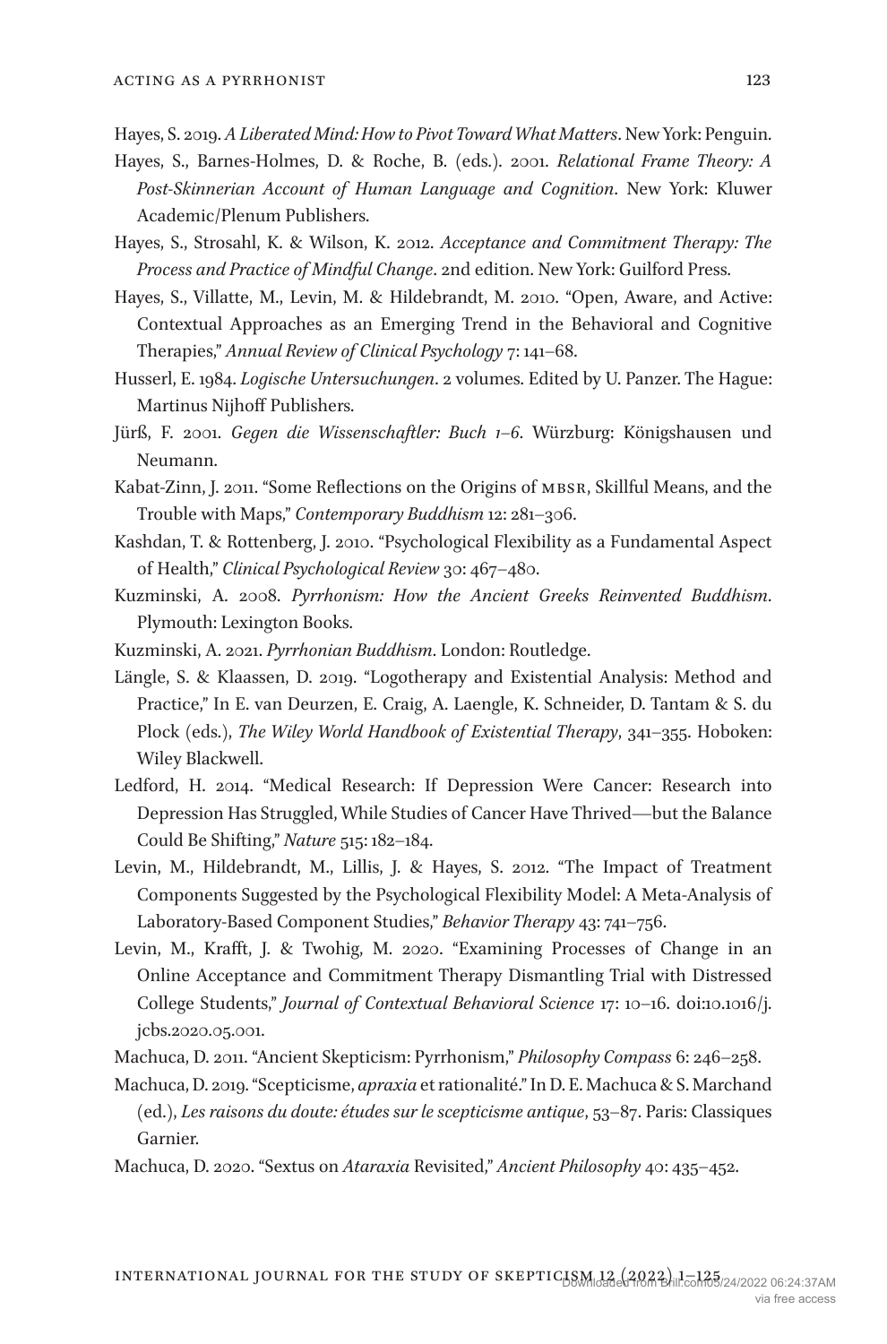Hayes, S. 2019. *A Liberated Mind: How to Pivot Toward What Matters*. New York: Penguin.

Hayes, S., Barnes-Holmes, D. & Roche, B. (eds.). 2001. *Relational Frame Theory: A Post-Skinnerian Account of Human Language and Cognition*. New York: Kluwer Academic/Plenum Publishers.

Hayes, S., Strosahl, K. & Wilson, K. 2012. *Acceptance and Commitment Therapy: The Process and Practice of Mindful Change*. 2nd edition. New York: Guilford Press.

Hayes, S., Villatte, M., Levin, M. & Hildebrandt, M. 2010. "Open, Aware, and Active: Contextual Approaches as an Emerging Trend in the Behavioral and Cognitive Therapies," *Annual Review of Clinical Psychology* 7: 141–68.

Husserl, E. 1984. *Logische Untersuchungen*. 2 volumes. Edited by U. Panzer. The Hague: Martinus Nijhoff Publishers.

Jürß, F. 2001. *Gegen die Wissenschaftler: Buch 1–6*. Würzburg: Königshausen und Neumann.

Kabat-Zinn, J. 2011. "Some Reflections on the Origins of MBSR, Skillful Means, and the Trouble with Maps," *Contemporary Buddhism* 12: 281–306.

Kashdan, T. & Rottenberg, J. 2010. "Psychological Flexibility as a Fundamental Aspect of Health," *Clinical Psychological Review* 30: 467–480.

Kuzminski, A. 2008. *Pyrrhonism: How the Ancient Greeks Reinvented Buddhism*. Plymouth: Lexington Books.

Kuzminski, A. 2021. *Pyrrhonian Buddhism*. London: Routledge.

Längle, S. & Klaassen, D. 2019. "Logotherapy and Existential Analysis: Method and Practice," In E. van Deurzen, E. Craig, A. Laengle, K. Schneider, D. Tantam & S. du Plock (eds.), *The Wiley World Handbook of Existential Therapy*, 341–355. Hoboken: Wiley Blackwell.

Ledford, H. 2014. "Medical Research: If Depression Were Cancer: Research into Depression Has Struggled, While Studies of Cancer Have Thrived—but the Balance Could Be Shifting," *Nature* 515: 182–184.

Levin, M., Hildebrandt, M., Lillis, J. & Hayes, S. 2012. "The Impact of Treatment Components Suggested by the Psychological Flexibility Model: A Meta-Analysis of Laboratory-Based Component Studies," *Behavior Therapy* 43: 741–756.

Levin, M., Krafft, J. & Twohig, M. 2020. "Examining Processes of Change in an Online Acceptance and Commitment Therapy Dismantling Trial with Distressed College Students," *Journal of Contextual Behavioral Science* 17: 10–16. doi:10.1016/j.jcbs.2020.05.001.

Machuca, D. 2011. "Ancient Skepticism: Pyrrhonism," *Philosophy Compass* 6: 246–258.

Machuca, D. 2019. "Scepticisme, *apraxia* et rationalité." In D. E. Machuca & S. Marchand (ed.), *Les raisons du doute: études sur le scepticisme antique*, 53–87. Paris: Classiques Garnier.

Machuca, D. 2020. "Sextus on *Ataraxia* Revisited," *Ancient Philosophy* 40: 435–452.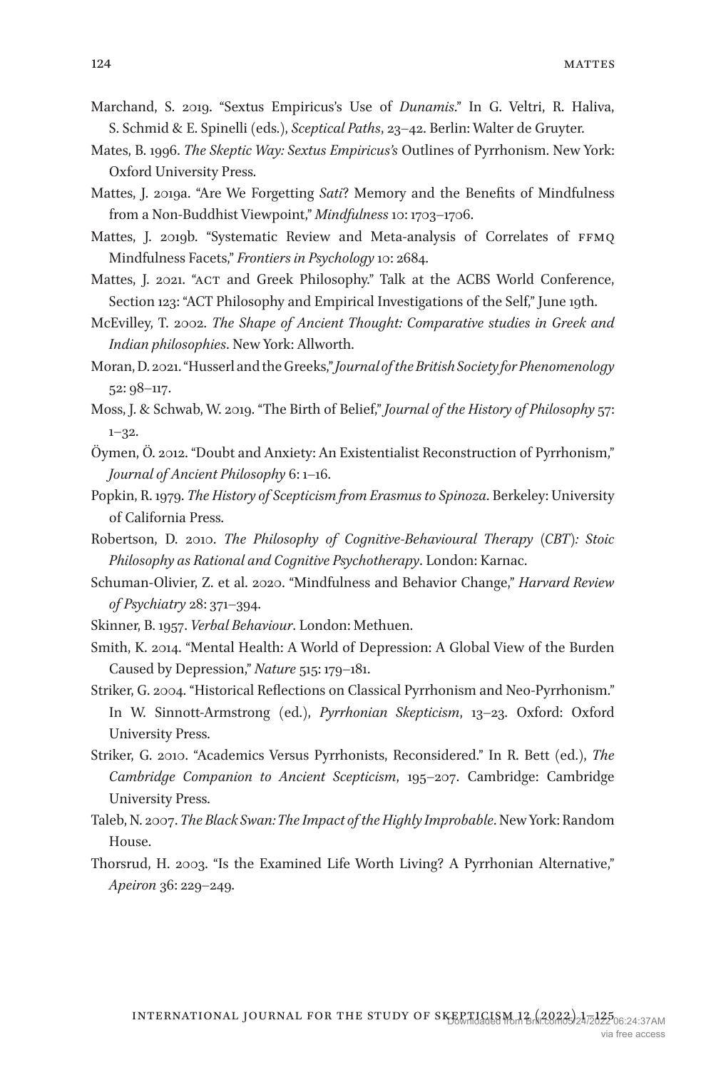Marchand, S. 2019. "Sextus Empiricus's Use of *Dunamis*." In G. Veltri, R. Haliva, S. Schmid & E. Spinelli (eds.), *Sceptical Paths*, 23–42. Berlin: Walter de Gruyter.

Mates, B. 1996. *The Skeptic Way: Sextus Empiricus's* Outlines of Pyrrhonism. New York: Oxford University Press.

Mattes, J. 2019a. "Are We Forgetting *Sati*? Memory and the Benefits of Mindfulness from a Non-Buddhist Viewpoint," *Mindfulness* 10: 1703–1706.

Mattes, J. 2019b. "Systematic Review and Meta-analysis of Correlates of FFMQ Mindfulness Facets," *Frontiers in Psychology* 10: 2684.

Mattes, J. 2021. "ACT and Greek Philosophy." Talk at the ACBS World Conference, Section 123: "ACT Philosophy and Empirical Investigations of the Self," June 19th.

McEvilley, T. 2002. *The Shape of Ancient Thought: Comparative studies in Greek and Indian philosophies*. New York: Allworth.

Moran, D. 2021. "Husserl and the Greeks," *Journal of the British Society for Phenomenology* 52: 98–117.

Moss, J. & Schwab, W. 2019. "The Birth of Belief," *Journal of the History of Philosophy* 57: 1–32.

Öymen, Ö. 2012. "Doubt and Anxiety: An Existentialist Reconstruction of Pyrrhonism," *Journal of Ancient Philosophy* 6: 1–16.

Popkin, R. 1979. *The History of Scepticism from Erasmus to Spinoza*. Berkeley: University of California Press.

Robertson, D. 2010. *The Philosophy of Cognitive-Behavioural Therapy (CBT): Stoic Philosophy as Rational and Cognitive Psychotherapy*. London: Karnac.

Schuman-Olivier, Z. et al. 2020. "Mindfulness and Behavior Change," *Harvard Review of Psychiatry* 28: 371–394.

Skinner, B. 1957. *Verbal Behaviour*. London: Methuen.

Smith, K. 2014. "Mental Health: A World of Depression: A Global View of the Burden Caused by Depression," *Nature* 515: 179–181.

Striker, G. 2004. "Historical Reflections on Classical Pyrrhonism and Neo-Pyrrhonism." In W. Sinnott-Armstrong (ed.), *Pyrrhonian Skepticism*, 13–23. Oxford: Oxford University Press.

Striker, G. 2010. "Academics Versus Pyrrhonists, Reconsidered." In R. Bett (ed.), *The Cambridge Companion to Ancient Scepticism*, 195–207. Cambridge: Cambridge University Press.

Taleb, N. 2007. *The Black Swan: The Impact of the Highly Improbable*. New York: Random House.

Thorsrud, H. 2003. "Is the Examined Life Worth Living? A Pyrrhonian Alternative," *Apeiron* 36: 229–249.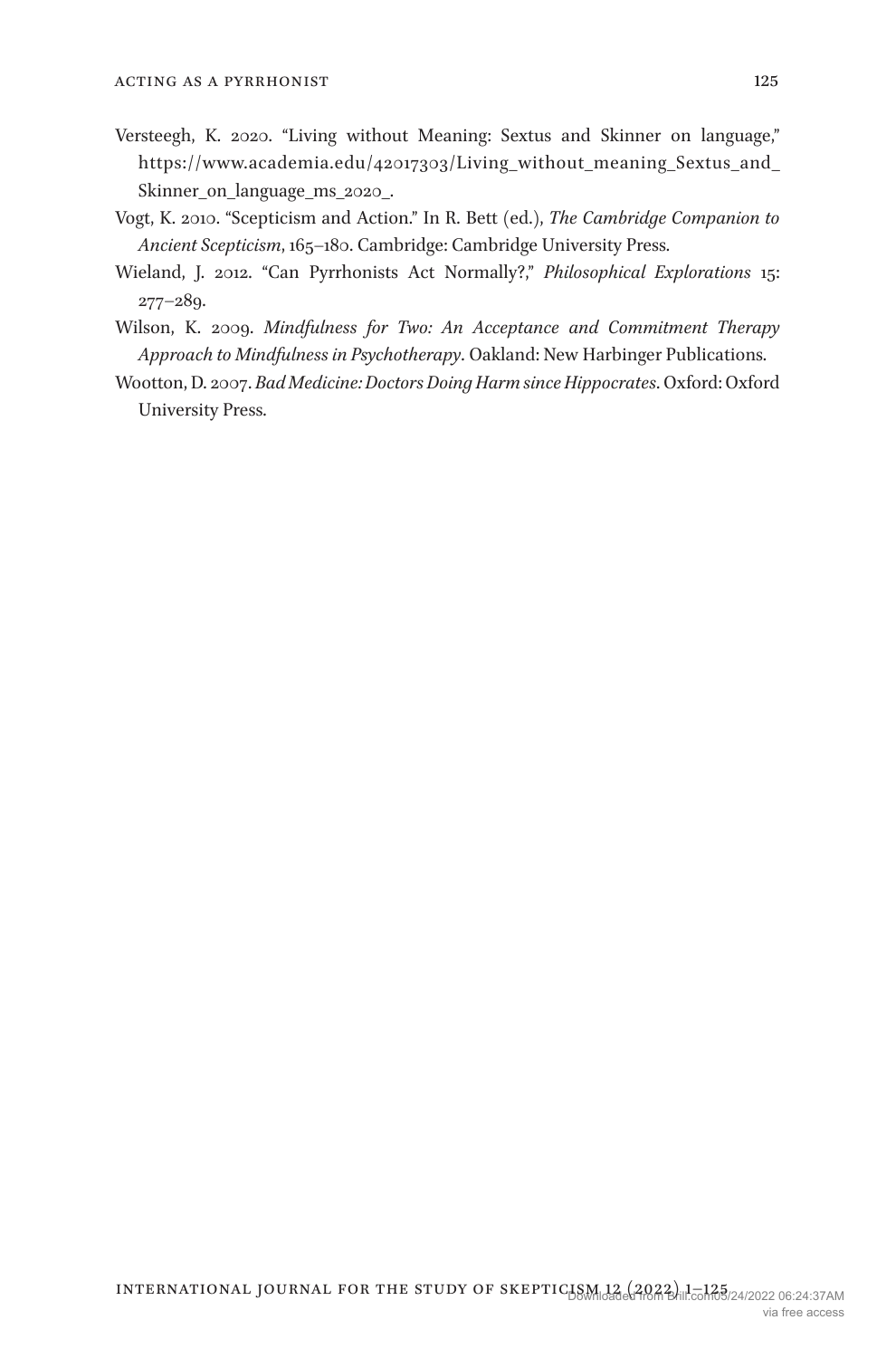Versteegh, K. 2020. "Living without Meaning: Sextus and Skinner on language," https://www.academia.edu/42017303/Living_without_meaning_Sextus_and_Skinner_on_language_ms_2020_.

Vogt, K. 2010. "Scepticism and Action." In R. Bett (ed.), *The Cambridge Companion to Ancient Scepticism*, 165–180. Cambridge: Cambridge University Press.

Wieland, J. 2012. "Can Pyrrhonists Act Normally?," *Philosophical Explorations* 15: 277–289.

Wilson, K. 2009. *Mindfulness for Two: An Acceptance and Commitment Therapy Approach to Mindfulness in Psychotherapy*. Oakland: New Harbinger Publications.

Wootton, D. 2007. *Bad Medicine: Doctors Doing Harm since Hippocrates*. Oxford: Oxford University Press.